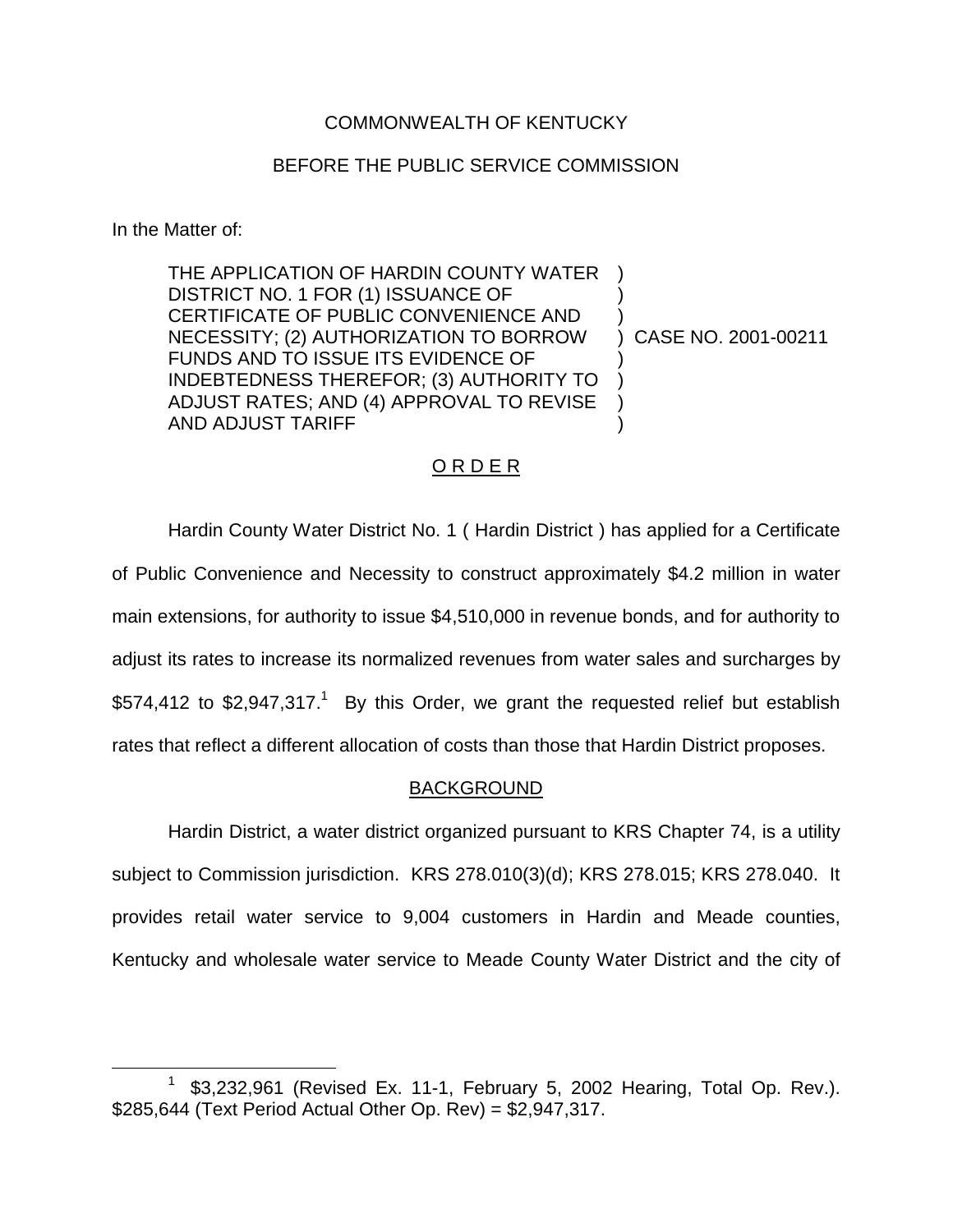COMMONWEALTH OF KENTUCKY

BEFORE THE PUBLIC SERVICE COMMISSION

In the Matter of:

| | | |
|---|---|---|
| THE APPLICATION OF HARDIN COUNTY WATER DISTRICT NO. 1 FOR (1) ISSUANCE OF CERTIFICATE OF PUBLIC CONVENIENCE AND NECESSITY; (2) AUTHORIZATION TO BORROW FUNDS AND TO ISSUE ITS EVIDENCE OF INDEBTEDNESS THEREFOR; (3) AUTHORITY TO ADJUST RATES; AND (4) APPROVAL TO REVISE AND ADJUST TARIFF | ) | CASE NO. 2001-00211 |

## O R D E R

Hardin County Water District No. 1 ( Hardin District ) has applied for a Certificate of Public Convenience and Necessity to construct approximately $4.2 million in water main extensions, for authority to issue $4,510,000 in revenue bonds, and for authority to adjust its rates to increase its normalized revenues from water sales and surcharges by $574,412 to $2,947,317.[1] By this Order, we grant the requested relief but establish rates that reflect a different allocation of costs than those that Hardin District proposes.

## BACKGROUND

Hardin District, a water district organized pursuant to KRS Chapter 74, is a utility subject to Commission jurisdiction. KRS 278.010(3)(d); KRS 278.015; KRS 278.040. It provides retail water service to 9,004 customers in Hardin and Meade counties, Kentucky and wholesale water service to Meade County Water District and the city of

---

[1] $3,232,961 (Revised Ex. 11-1, February 5, 2002 Hearing, Total Op. Rev.). $285,644 (Text Period Actual Other Op. Rev) = $2,947,317.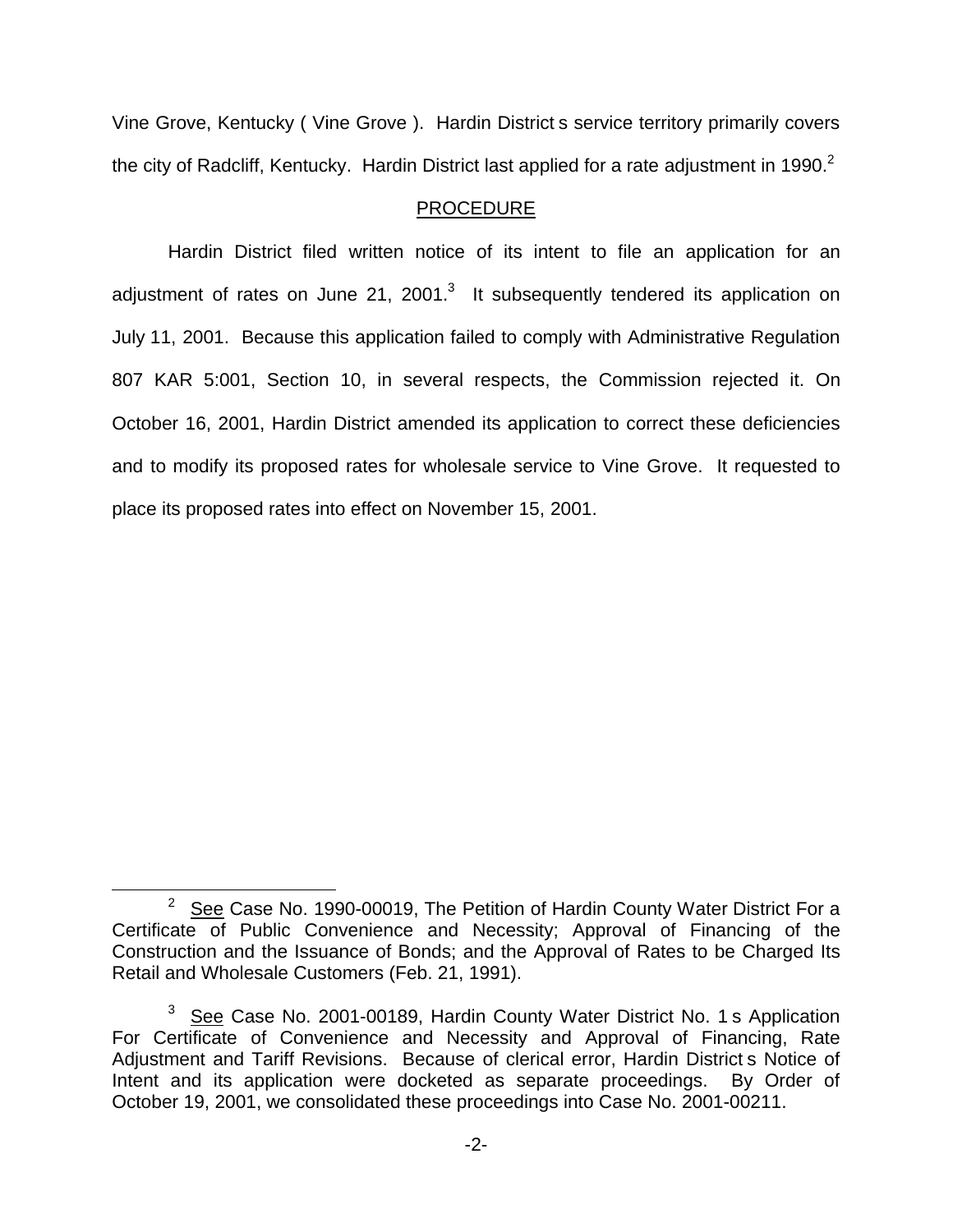Vine Grove, Kentucky ( Vine Grove ). Hardin District s service territory primarily covers the city of Radcliff, Kentucky. Hardin District last applied for a rate adjustment in 1990.[2]

## PROCEDURE

Hardin District filed written notice of its intent to file an application for an adjustment of rates on June 21, 2001.[3] It subsequently tendered its application on July 11, 2001. Because this application failed to comply with Administrative Regulation 807 KAR 5:001, Section 10, in several respects, the Commission rejected it. On October 16, 2001, Hardin District amended its application to correct these deficiencies and to modify its proposed rates for wholesale service to Vine Grove. It requested to place its proposed rates into effect on November 15, 2001.

---

[2] See Case No. 1990-00019, The Petition of Hardin County Water District For a Certificate of Public Convenience and Necessity; Approval of Financing of the Construction and the Issuance of Bonds; and the Approval of Rates to be Charged Its Retail and Wholesale Customers (Feb. 21, 1991).

[3] See Case No. 2001-00189, Hardin County Water District No. 1 s Application For Certificate of Convenience and Necessity and Approval of Financing, Rate Adjustment and Tariff Revisions. Because of clerical error, Hardin District s Notice of Intent and its application were docketed as separate proceedings. By Order of October 19, 2001, we consolidated these proceedings into Case No. 2001-00211.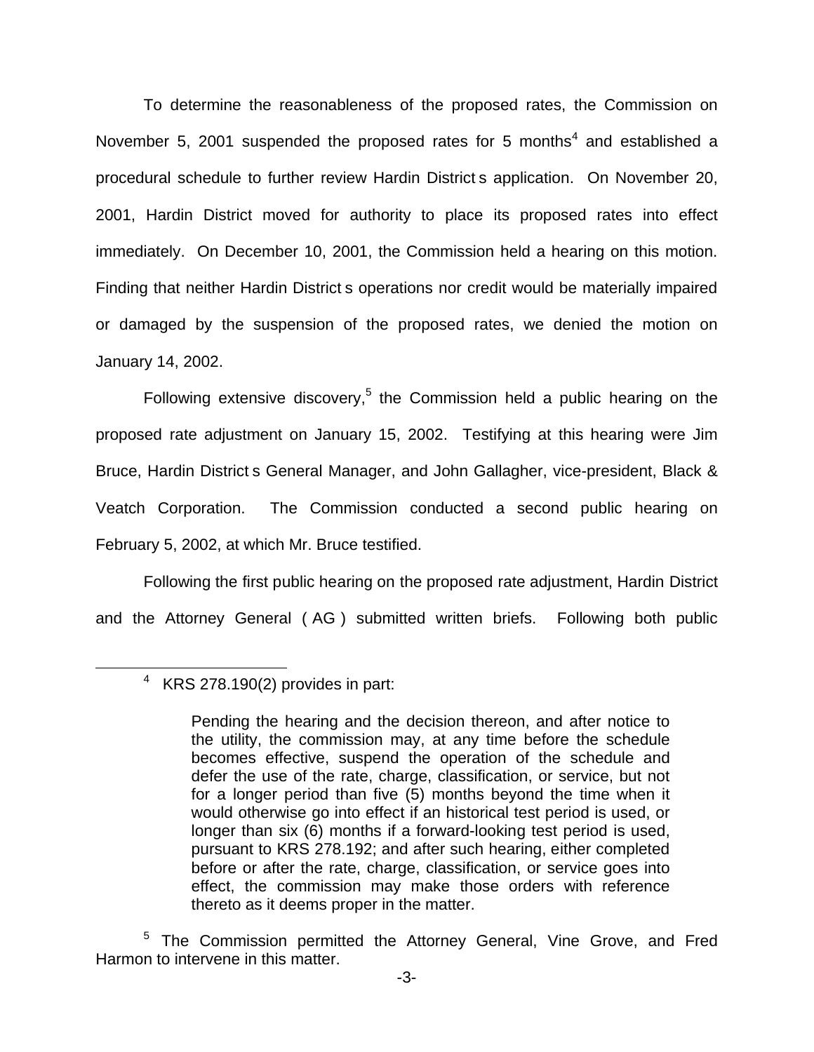To determine the reasonableness of the proposed rates, the Commission on November 5, 2001 suspended the proposed rates for 5 months[4] and established a procedural schedule to further review Hardin District s application. On November 20, 2001, Hardin District moved for authority to place its proposed rates into effect immediately. On December 10, 2001, the Commission held a hearing on this motion. Finding that neither Hardin District s operations nor credit would be materially impaired or damaged by the suspension of the proposed rates, we denied the motion on January 14, 2002.

Following extensive discovery,[5] the Commission held a public hearing on the proposed rate adjustment on January 15, 2002. Testifying at this hearing were Jim Bruce, Hardin District s General Manager, and John Gallagher, vice-president, Black & Veatch Corporation. The Commission conducted a second public hearing on February 5, 2002, at which Mr. Bruce testified.

Following the first public hearing on the proposed rate adjustment, Hardin District and the Attorney General ( AG ) submitted written briefs. Following both public

---

[4] KRS 278.190(2) provides in part:

> Pending the hearing and the decision thereon, and after notice to the utility, the commission may, at any time before the schedule becomes effective, suspend the operation of the schedule and defer the use of the rate, charge, classification, or service, but not for a longer period than five (5) months beyond the time when it would otherwise go into effect if an historical test period is used, or longer than six (6) months if a forward-looking test period is used, pursuant to KRS 278.192; and after such hearing, either completed before or after the rate, charge, classification, or service goes into effect, the commission may make those orders with reference thereto as it deems proper in the matter.

[5] The Commission permitted the Attorney General, Vine Grove, and Fred Harmon to intervene in this matter.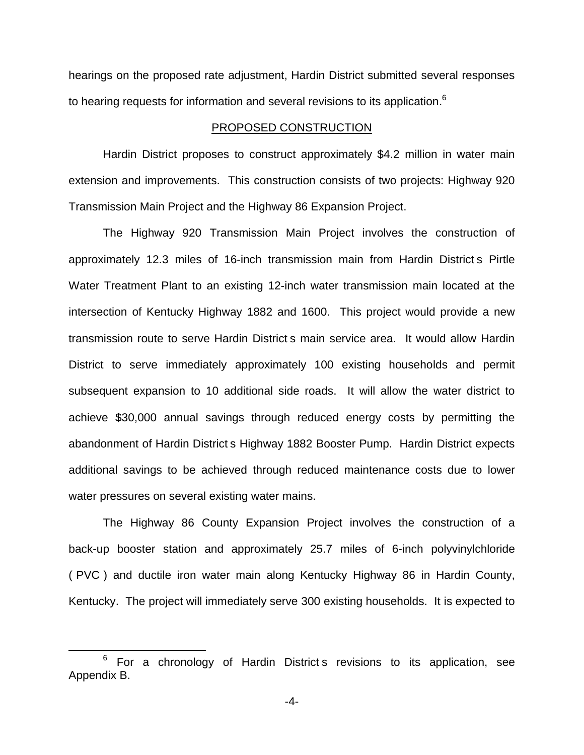hearings on the proposed rate adjustment, Hardin District submitted several responses to hearing requests for information and several revisions to its application.[6]

## PROPOSED CONSTRUCTION

Hardin District proposes to construct approximately $4.2 million in water main extension and improvements. This construction consists of two projects: Highway 920 Transmission Main Project and the Highway 86 Expansion Project.

The Highway 920 Transmission Main Project involves the construction of approximately 12.3 miles of 16-inch transmission main from Hardin District s Pirtle Water Treatment Plant to an existing 12-inch water transmission main located at the intersection of Kentucky Highway 1882 and 1600. This project would provide a new transmission route to serve Hardin District s main service area. It would allow Hardin District to serve immediately approximately 100 existing households and permit subsequent expansion to 10 additional side roads. It will allow the water district to achieve $30,000 annual savings through reduced energy costs by permitting the abandonment of Hardin District s Highway 1882 Booster Pump. Hardin District expects additional savings to be achieved through reduced maintenance costs due to lower water pressures on several existing water mains.

The Highway 86 County Expansion Project involves the construction of a back-up booster station and approximately 25.7 miles of 6-inch polyvinylchloride ( PVC ) and ductile iron water main along Kentucky Highway 86 in Hardin County, Kentucky. The project will immediately serve 300 existing households. It is expected to

[6] For a chronology of Hardin District s revisions to its application, see Appendix B.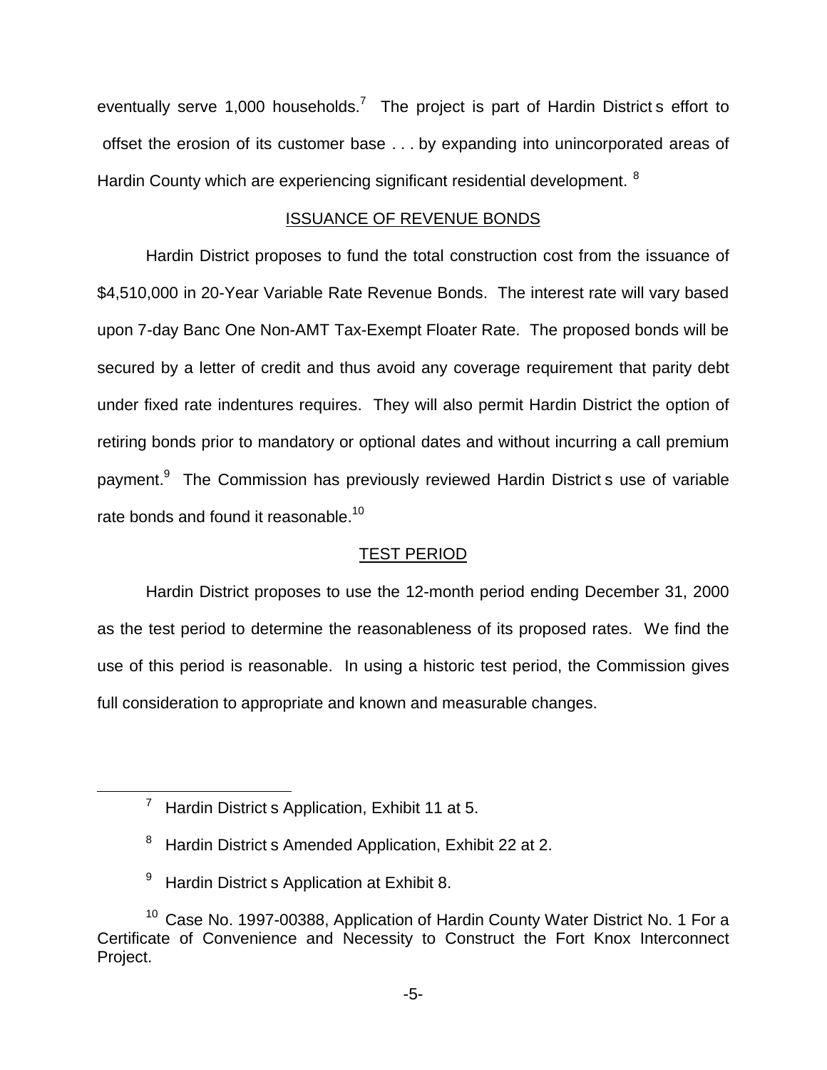eventually serve 1,000 households.[7] The project is part of Hardin District s effort to offset the erosion of its customer base . . . by expanding into unincorporated areas of Hardin County which are experiencing significant residential development. [8]

## ISSUANCE OF REVENUE BONDS

Hardin District proposes to fund the total construction cost from the issuance of $4,510,000 in 20-Year Variable Rate Revenue Bonds. The interest rate will vary based upon 7-day Banc One Non-AMT Tax-Exempt Floater Rate. The proposed bonds will be secured by a letter of credit and thus avoid any coverage requirement that parity debt under fixed rate indentures requires. They will also permit Hardin District the option of retiring bonds prior to mandatory or optional dates and without incurring a call premium payment.[9] The Commission has previously reviewed Hardin District s use of variable rate bonds and found it reasonable.[10]

## TEST PERIOD

Hardin District proposes to use the 12-month period ending December 31, 2000 as the test period to determine the reasonableness of its proposed rates. We find the use of this period is reasonable. In using a historic test period, the Commission gives full consideration to appropriate and known and measurable changes.

---

[7] Hardin District s Application, Exhibit 11 at 5.

[8] Hardin District s Amended Application, Exhibit 22 at 2.

[9] Hardin District s Application at Exhibit 8.

[10] Case No. 1997-00388, Application of Hardin County Water District No. 1 For a Certificate of Convenience and Necessity to Construct the Fort Knox Interconnect Project.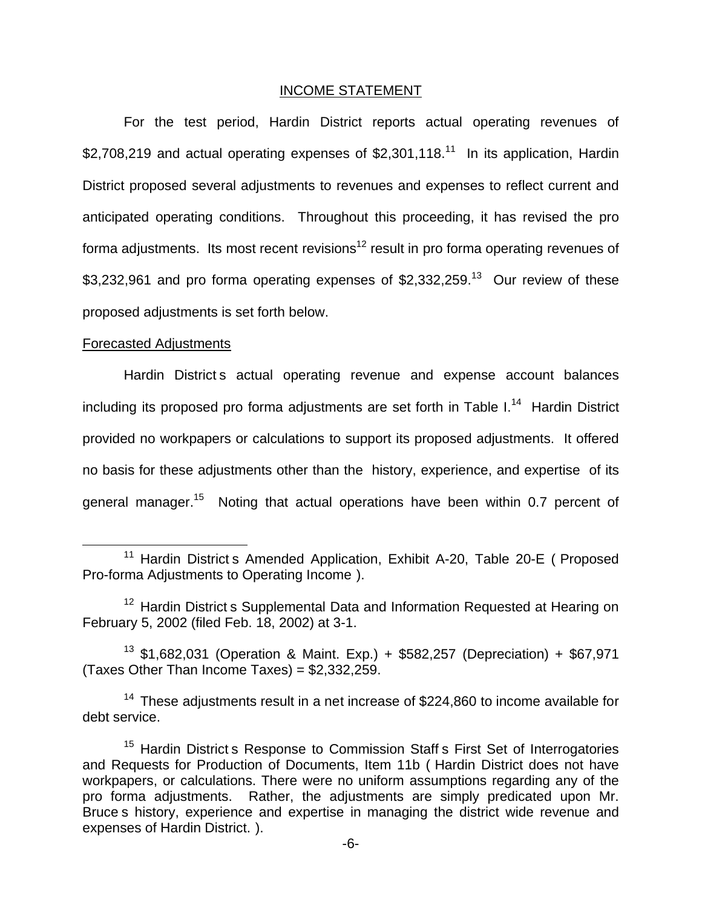## INCOME STATEMENT

For the test period, Hardin District reports actual operating revenues of $2,708,219 and actual operating expenses of $2,301,118.[11] In its application, Hardin District proposed several adjustments to revenues and expenses to reflect current and anticipated operating conditions. Throughout this proceeding, it has revised the pro forma adjustments. Its most recent revisions[12] result in pro forma operating revenues of $3,232,961 and pro forma operating expenses of $2,332,259.[13] Our review of these proposed adjustments is set forth below.

### Forecasted Adjustments

Hardin District s actual operating revenue and expense account balances including its proposed pro forma adjustments are set forth in Table I.[14] Hardin District provided no workpapers or calculations to support its proposed adjustments. It offered no basis for these adjustments other than the history, experience, and expertise of its general manager.[15] Noting that actual operations have been within 0.7 percent of

---

[11] Hardin District s Amended Application, Exhibit A-20, Table 20-E ( Proposed Pro-forma Adjustments to Operating Income ).

[12] Hardin District s Supplemental Data and Information Requested at Hearing on February 5, 2002 (filed Feb. 18, 2002) at 3-1.

[13] $1,682,031 (Operation & Maint. Exp.) + $582,257 (Depreciation) + $67,971 (Taxes Other Than Income Taxes) = $2,332,259.

[14] These adjustments result in a net increase of $224,860 to income available for debt service.

[15] Hardin District s Response to Commission Staff s First Set of Interrogatories and Requests for Production of Documents, Item 11b ( Hardin District does not have workpapers, or calculations. There were no uniform assumptions regarding any of the pro forma adjustments. Rather, the adjustments are simply predicated upon Mr. Bruce s history, experience and expertise in managing the district wide revenue and expenses of Hardin District. ).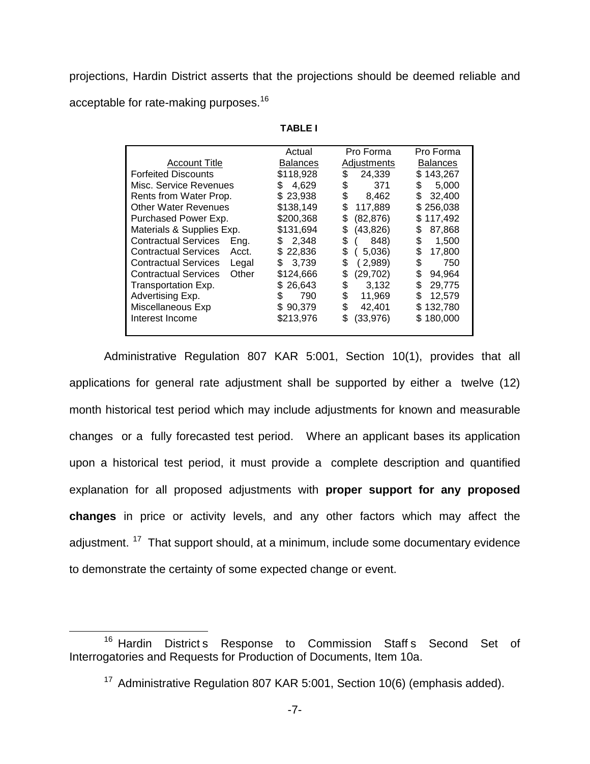projections, Hardin District asserts that the projections should be deemed reliable and acceptable for rate-making purposes.[16]

**TABLE I**

| Account Title | Actual Balances | Pro Forma Adjustments | Pro Forma Balances |
|---|---|---|---|
| Forfeited Discounts | $118,928 | $ 24,339 | $ 143,267 |
| Misc. Service Revenues | $ 4,629 | $ 371 | $ 5,000 |
| Rents from Water Prop. | $ 23,938 | $ 8,462 | $ 32,400 |
| Other Water Revenues | $138,149 | $ 117,889 | $ 256,038 |
| Purchased Power Exp. | $200,368 | $ (82,876) | $ 117,492 |
| Materials & Supplies Exp. | $131,694 | $ (43,826) | $ 87,868 |
| Contractual Services Eng. | $ 2,348 | $ ( 848) | $ 1,500 |
| Contractual Services Acct. | $ 22,836 | $ ( 5,036) | $ 17,800 |
| Contractual Services Legal | $ 3,739 | $ ( 2,989) | $ 750 |
| Contractual Services Other | $124,666 | $ (29,702) | $ 94,964 |
| Transportation Exp. | $ 26,643 | $ 3,132 | $ 29,775 |
| Advertising Exp. | $ 790 | $ 11,969 | $ 12,579 |
| Miscellaneous Exp | $ 90,379 | $ 42,401 | $ 132,780 |
| Interest Income | $213,976 | $ (33,976) | $ 180,000 |

Administrative Regulation 807 KAR 5:001, Section 10(1), provides that all applications for general rate adjustment shall be supported by either a twelve (12) month historical test period which may include adjustments for known and measurable changes or a fully forecasted test period. Where an applicant bases its application upon a historical test period, it must provide a complete description and quantified explanation for all proposed adjustments with **proper support for any proposed changes** in price or activity levels, and any other factors which may affect the adjustment.[17] That support should, at a minimum, include some documentary evidence to demonstrate the certainty of some expected change or event.

[16] Hardin District s Response to Commission Staff s Second Set of Interrogatories and Requests for Production of Documents, Item 10a.

[17] Administrative Regulation 807 KAR 5:001, Section 10(6) (emphasis added).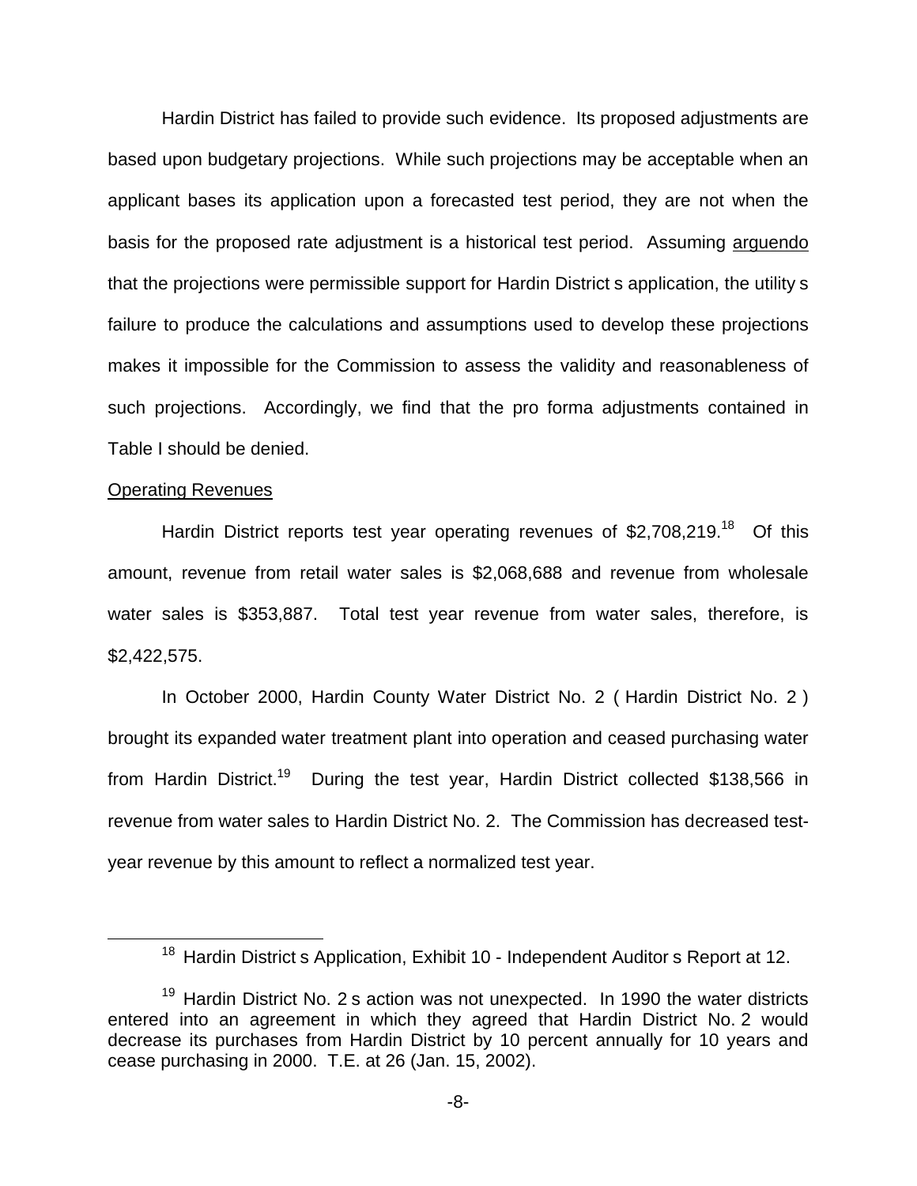Hardin District has failed to provide such evidence. Its proposed adjustments are based upon budgetary projections. While such projections may be acceptable when an applicant bases its application upon a forecasted test period, they are not when the basis for the proposed rate adjustment is a historical test period. Assuming arguendo that the projections were permissible support for Hardin District s application, the utility s failure to produce the calculations and assumptions used to develop these projections makes it impossible for the Commission to assess the validity and reasonableness of such projections. Accordingly, we find that the pro forma adjustments contained in Table I should be denied.

Operating Revenues

Hardin District reports test year operating revenues of $2,708,219.[18] Of this amount, revenue from retail water sales is $2,068,688 and revenue from wholesale water sales is $353,887. Total test year revenue from water sales, therefore, is $2,422,575.

In October 2000, Hardin County Water District No. 2 ( Hardin District No. 2 ) brought its expanded water treatment plant into operation and ceased purchasing water from Hardin District.[19] During the test year, Hardin District collected $138,566 in revenue from water sales to Hardin District No. 2. The Commission has decreased test-year revenue by this amount to reflect a normalized test year.

[18] Hardin District s Application, Exhibit 10 - Independent Auditor s Report at 12.

[19] Hardin District No. 2 s action was not unexpected. In 1990 the water districts entered into an agreement in which they agreed that Hardin District No. 2 would decrease its purchases from Hardin District by 10 percent annually for 10 years and cease purchasing in 2000. T.E. at 26 (Jan. 15, 2002).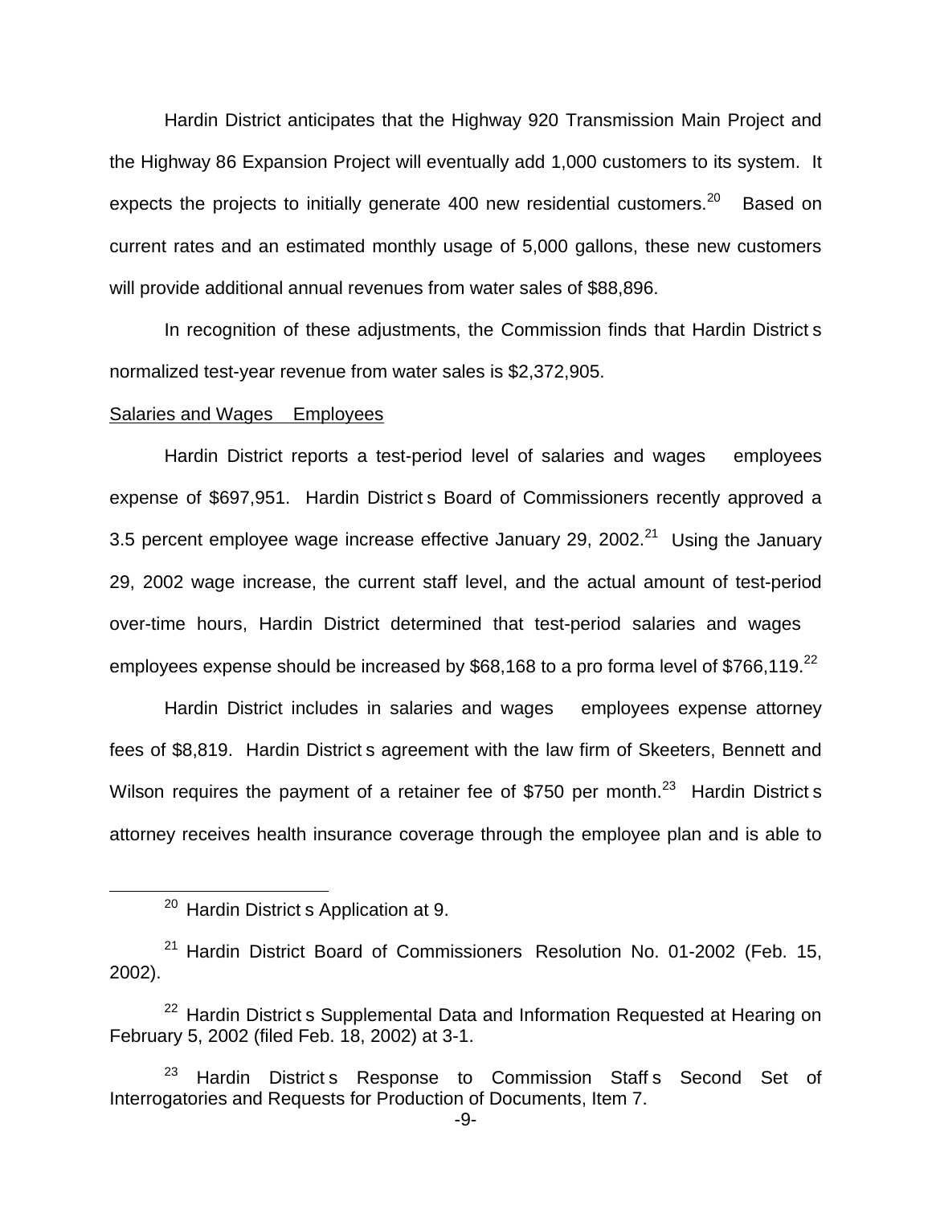Hardin District anticipates that the Highway 920 Transmission Main Project and the Highway 86 Expansion Project will eventually add 1,000 customers to its system. It expects the projects to initially generate 400 new residential customers.[20] Based on current rates and an estimated monthly usage of 5,000 gallons, these new customers will provide additional annual revenues from water sales of $88,896.

In recognition of these adjustments, the Commission finds that Hardin District s normalized test-year revenue from water sales is $2,372,905.

Salaries and Wages Employees

Hardin District reports a test-period level of salaries and wages employees expense of $697,951. Hardin District s Board of Commissioners recently approved a 3.5 percent employee wage increase effective January 29, 2002.[21] Using the January 29, 2002 wage increase, the current staff level, and the actual amount of test-period over-time hours, Hardin District determined that test-period salaries and wages employees expense should be increased by $68,168 to a pro forma level of $766,119.[22]

Hardin District includes in salaries and wages employees expense attorney fees of $8,819. Hardin District s agreement with the law firm of Skeeters, Bennett and Wilson requires the payment of a retainer fee of $750 per month.[23] Hardin District s attorney receives health insurance coverage through the employee plan and is able to

---

[20] Hardin District s Application at 9.

[21] Hardin District Board of Commissioners Resolution No. 01-2002 (Feb. 15, 2002).

[22] Hardin District s Supplemental Data and Information Requested at Hearing on February 5, 2002 (filed Feb. 18, 2002) at 3-1.

[23] Hardin District s Response to Commission Staff s Second Set of Interrogatories and Requests for Production of Documents, Item 7.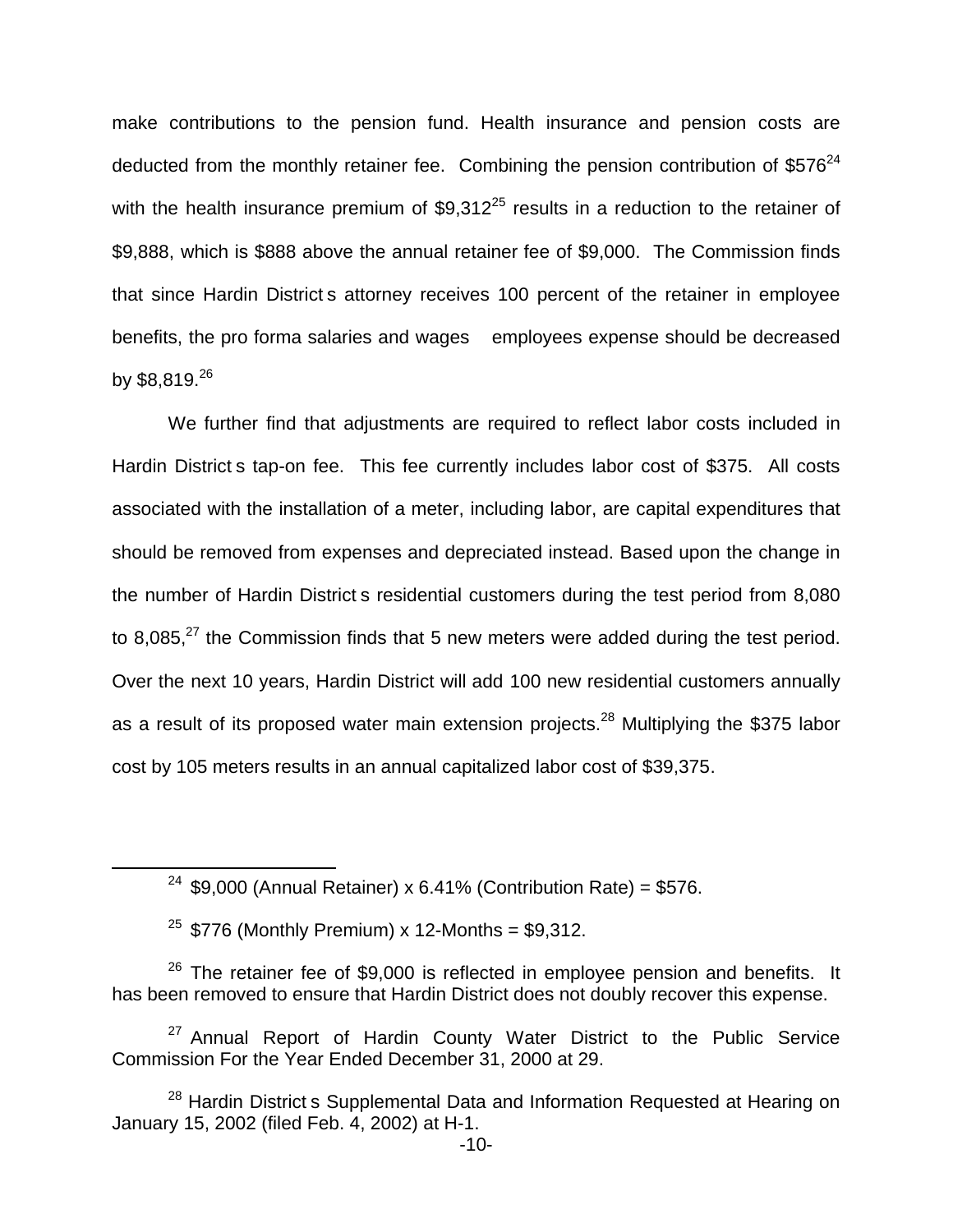make contributions to the pension fund. Health insurance and pension costs are deducted from the monthly retainer fee. Combining the pension contribution of $576[24] with the health insurance premium of $9,312[25] results in a reduction to the retainer of $9,888, which is $888 above the annual retainer fee of $9,000. The Commission finds that since Hardin District s attorney receives 100 percent of the retainer in employee benefits, the pro forma salaries and wages employees expense should be decreased by $8,819.[26]

We further find that adjustments are required to reflect labor costs included in Hardin District s tap-on fee. This fee currently includes labor cost of $375. All costs associated with the installation of a meter, including labor, are capital expenditures that should be removed from expenses and depreciated instead. Based upon the change in the number of Hardin District s residential customers during the test period from 8,080 to 8,085,[27] the Commission finds that 5 new meters were added during the test period. Over the next 10 years, Hardin District will add 100 new residential customers annually as a result of its proposed water main extension projects.[28] Multiplying the $375 labor cost by 105 meters results in an annual capitalized labor cost of $39,375.

---

[24] $9,000 (Annual Retainer) x 6.41% (Contribution Rate) = $576.

[25] $776 (Monthly Premium) x 12-Months = $9,312.

[26] The retainer fee of $9,000 is reflected in employee pension and benefits. It has been removed to ensure that Hardin District does not doubly recover this expense.

[27] Annual Report of Hardin County Water District to the Public Service Commission For the Year Ended December 31, 2000 at 29.

[28] Hardin District s Supplemental Data and Information Requested at Hearing on January 15, 2002 (filed Feb. 4, 2002) at H-1.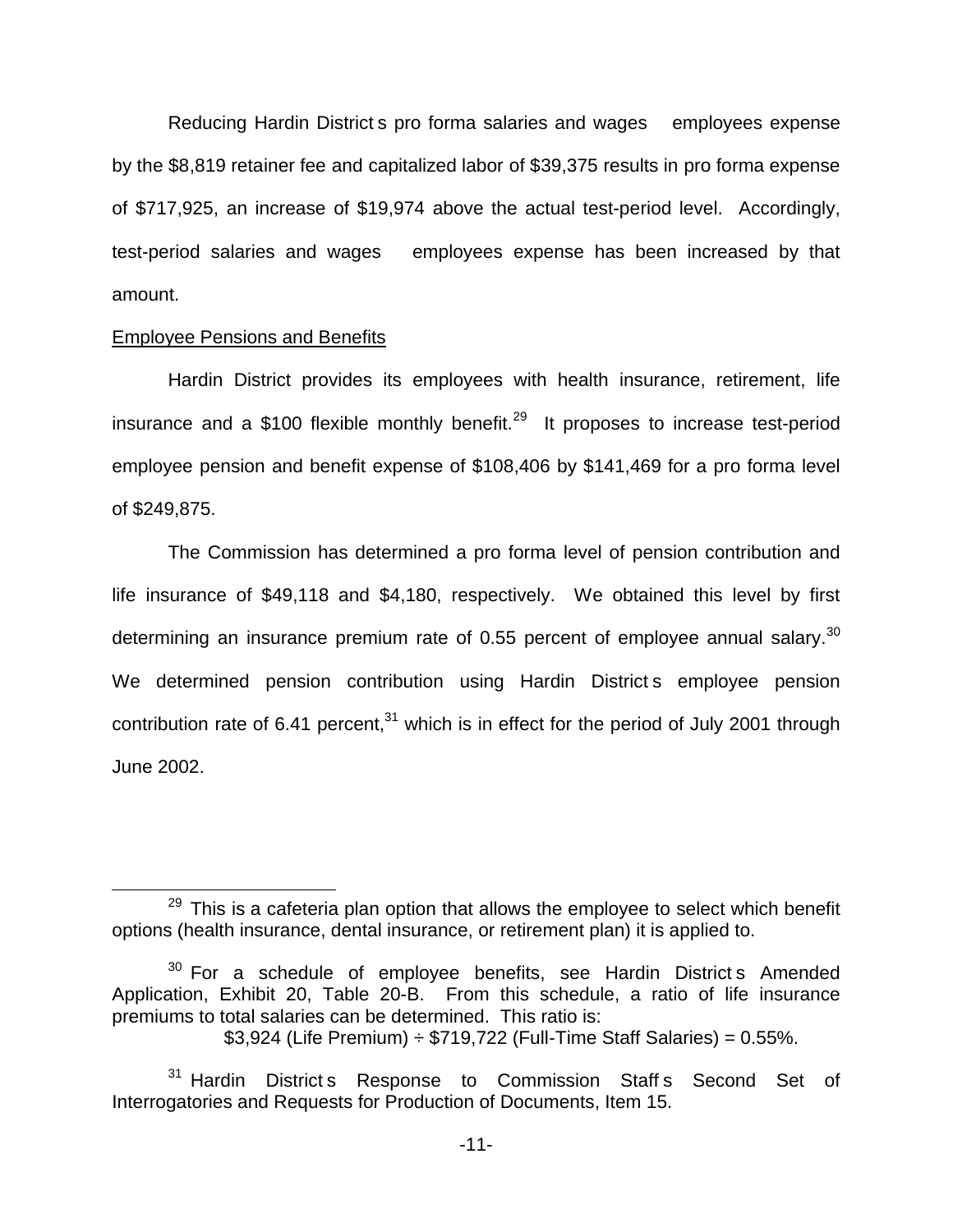Reducing Hardin District s pro forma salaries and wages employees expense by the \$8,819 retainer fee and capitalized labor of \$39,375 results in pro forma expense of \$717,925, an increase of \$19,974 above the actual test-period level. Accordingly, test-period salaries and wages employees expense has been increased by that amount.

Employee Pensions and Benefits

Hardin District provides its employees with health insurance, retirement, life insurance and a \$100 flexible monthly benefit.[29] It proposes to increase test-period employee pension and benefit expense of \$108,406 by \$141,469 for a pro forma level of \$249,875.

The Commission has determined a pro forma level of pension contribution and life insurance of \$49,118 and \$4,180, respectively. We obtained this level by first determining an insurance premium rate of 0.55 percent of employee annual salary.[30] We determined pension contribution using Hardin District s employee pension contribution rate of 6.41 percent,[31] which is in effect for the period of July 2001 through June 2002.

---

[29] This is a cafeteria plan option that allows the employee to select which benefit options (health insurance, dental insurance, or retirement plan) it is applied to.

[30] For a schedule of employee benefits, see Hardin District s Amended Application, Exhibit 20, Table 20-B. From this schedule, a ratio of life insurance premiums to total salaries can be determined. This ratio is:

\$3,924 (Life Premium) ÷ \$719,722 (Full-Time Staff Salaries) = 0.55%.

[31] Hardin District s Response to Commission Staff s Second Set of Interrogatories and Requests for Production of Documents, Item 15.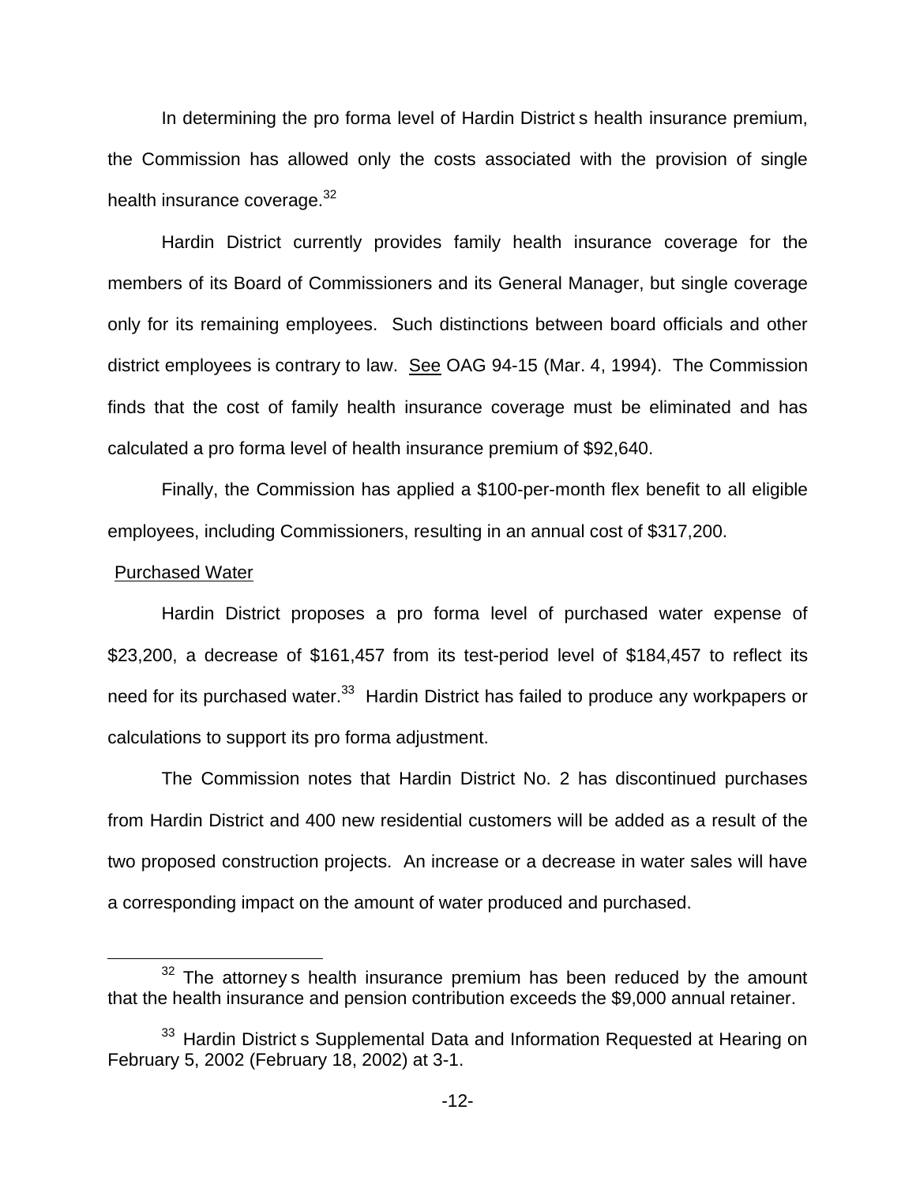In determining the pro forma level of Hardin District s health insurance premium, the Commission has allowed only the costs associated with the provision of single health insurance coverage.[32]

Hardin District currently provides family health insurance coverage for the members of its Board of Commissioners and its General Manager, but single coverage only for its remaining employees. Such distinctions between board officials and other district employees is contrary to law. See OAG 94-15 (Mar. 4, 1994). The Commission finds that the cost of family health insurance coverage must be eliminated and has calculated a pro forma level of health insurance premium of $92,640.

Finally, the Commission has applied a $100-per-month flex benefit to all eligible employees, including Commissioners, resulting in an annual cost of $317,200.

Purchased Water

Hardin District proposes a pro forma level of purchased water expense of $23,200, a decrease of $161,457 from its test-period level of $184,457 to reflect its need for its purchased water.[33] Hardin District has failed to produce any workpapers or calculations to support its pro forma adjustment.

The Commission notes that Hardin District No. 2 has discontinued purchases from Hardin District and 400 new residential customers will be added as a result of the two proposed construction projects. An increase or a decrease in water sales will have a corresponding impact on the amount of water produced and purchased.

---

[32] The attorney s health insurance premium has been reduced by the amount that the health insurance and pension contribution exceeds the $9,000 annual retainer.

[33] Hardin District s Supplemental Data and Information Requested at Hearing on February 5, 2002 (February 18, 2002) at 3-1.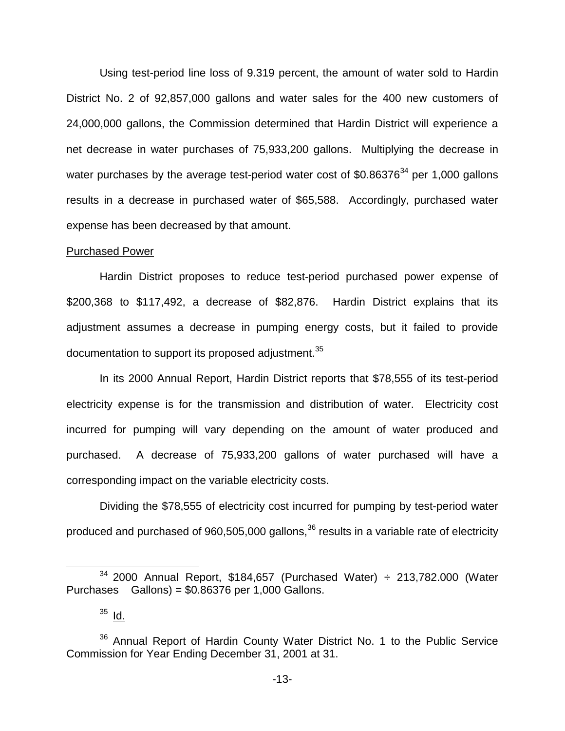Using test-period line loss of 9.319 percent, the amount of water sold to Hardin District No. 2 of 92,857,000 gallons and water sales for the 400 new customers of 24,000,000 gallons, the Commission determined that Hardin District will experience a net decrease in water purchases of 75,933,200 gallons. Multiplying the decrease in water purchases by the average test-period water cost of $0.86376[34] per 1,000 gallons results in a decrease in purchased water of $65,588. Accordingly, purchased water expense has been decreased by that amount.

Purchased Power

Hardin District proposes to reduce test-period purchased power expense of $200,368 to $117,492, a decrease of $82,876. Hardin District explains that its adjustment assumes a decrease in pumping energy costs, but it failed to provide documentation to support its proposed adjustment.[35]

In its 2000 Annual Report, Hardin District reports that $78,555 of its test-period electricity expense is for the transmission and distribution of water. Electricity cost incurred for pumping will vary depending on the amount of water produced and purchased. A decrease of 75,933,200 gallons of water purchased will have a corresponding impact on the variable electricity costs.

Dividing the $78,555 of electricity cost incurred for pumping by test-period water produced and purchased of 960,505,000 gallons,[36] results in a variable rate of electricity

---

[34] 2000 Annual Report, $184,657 (Purchased Water) ÷ 213,782.000 (Water Purchases Gallons) = $0.86376 per 1,000 Gallons.

[35] Id.

[36] Annual Report of Hardin County Water District No. 1 to the Public Service Commission for Year Ending December 31, 2001 at 31.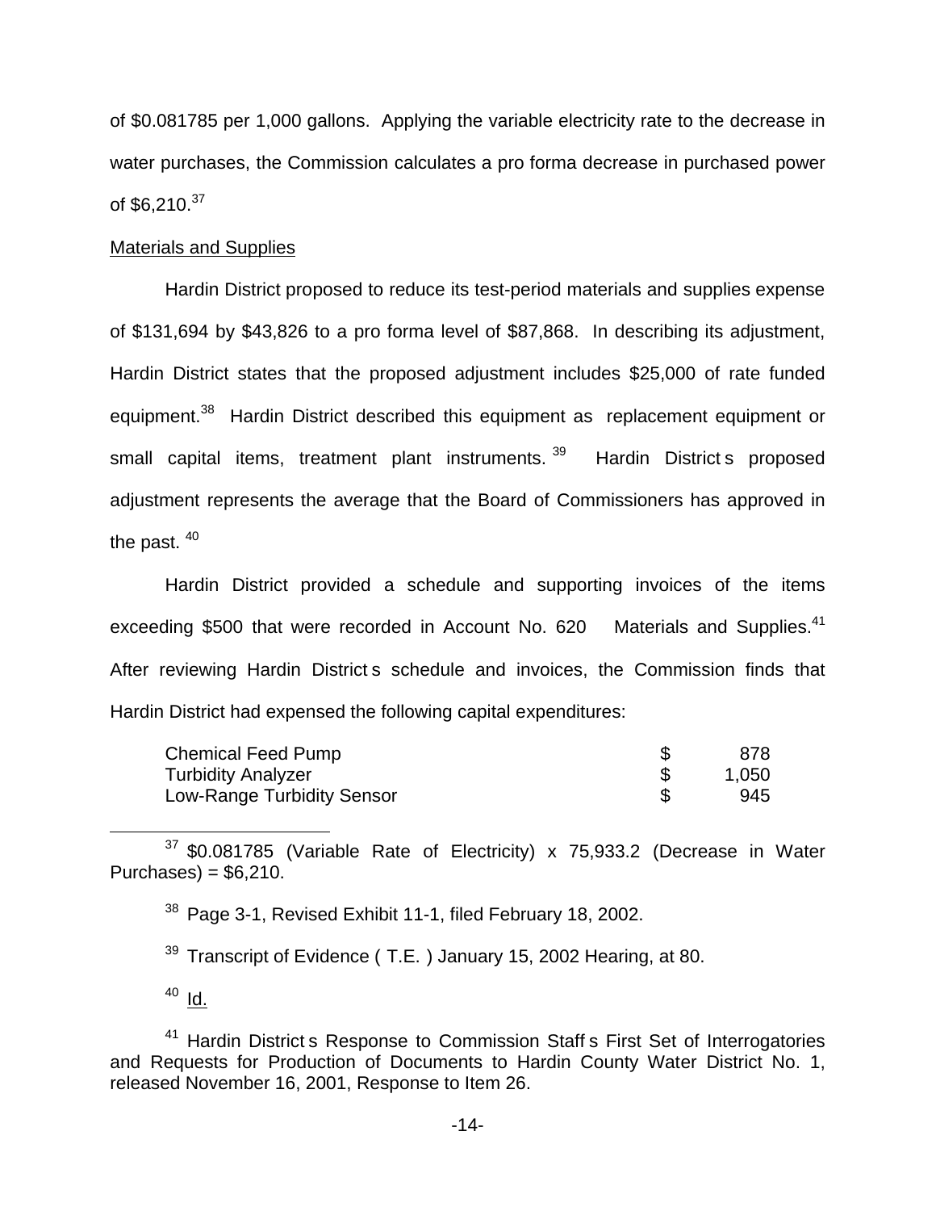of \$0.081785 per 1,000 gallons. Applying the variable electricity rate to the decrease in water purchases, the Commission calculates a pro forma decrease in purchased power of \$6,210.[37]

Materials and Supplies

Hardin District proposed to reduce its test-period materials and supplies expense of \$131,694 by \$43,826 to a pro forma level of \$87,868. In describing its adjustment, Hardin District states that the proposed adjustment includes \$25,000 of rate funded equipment.[38] Hardin District described this equipment as replacement equipment or small capital items, treatment plant instruments.[39] Hardin District s proposed adjustment represents the average that the Board of Commissioners has approved in the past.[40]

Hardin District provided a schedule and supporting invoices of the items exceeding \$500 that were recorded in Account No. 620 Materials and Supplies.[41] After reviewing Hardin District s schedule and invoices, the Commission finds that Hardin District had expensed the following capital expenditures:

| | | |
|---|---|---|
| Chemical Feed Pump | \$ | 878 |
| Turbidity Analyzer | \$ | 1,050 |
| Low-Range Turbidity Sensor | \$ | 945 |

---

[37] \$0.081785 (Variable Rate of Electricity) x 75,933.2 (Decrease in Water Purchases) = \$6,210.

[38] Page 3-1, Revised Exhibit 11-1, filed February 18, 2002.

[39] Transcript of Evidence ( T.E. ) January 15, 2002 Hearing, at 80.

[40] Id.

[41] Hardin District s Response to Commission Staff s First Set of Interrogatories and Requests for Production of Documents to Hardin County Water District No. 1, released November 16, 2001, Response to Item 26.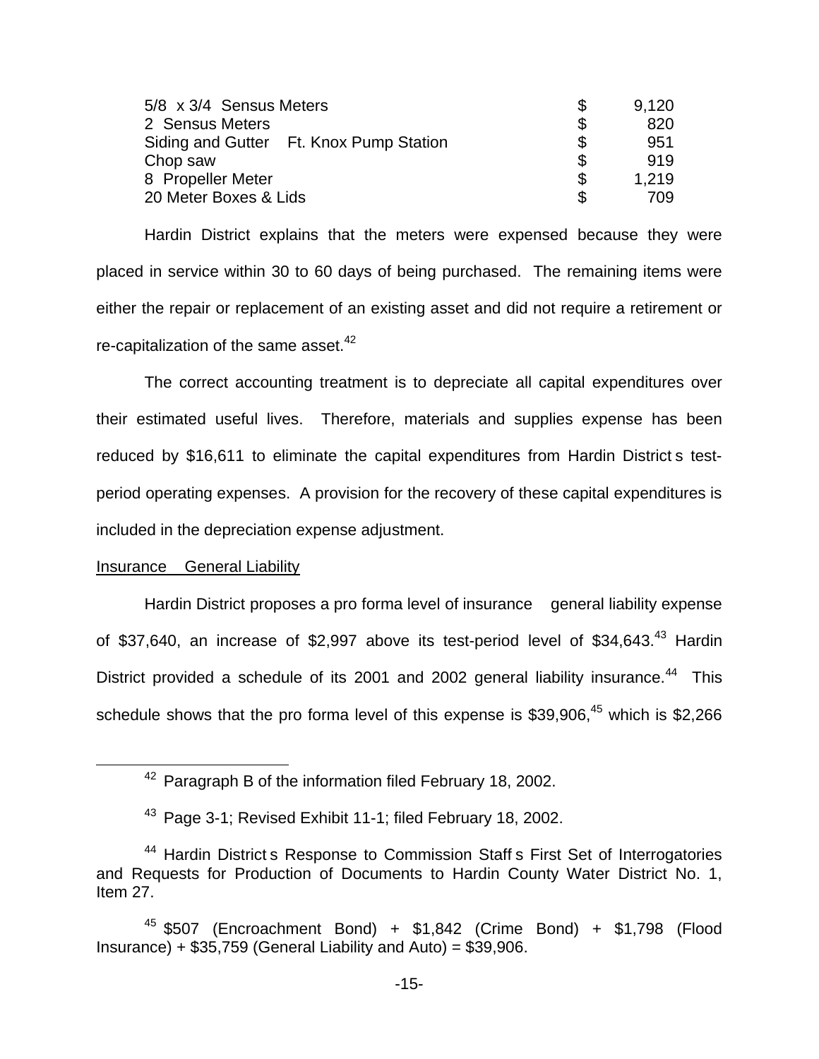| | | |
|---|---|---|
| 5/8 x 3/4 Sensus Meters | $ | 9,120 |
| 2 Sensus Meters | $ | 820 |
| Siding and Gutter Ft. Knox Pump Station | $ | 951 |
| Chop saw | $ | 919 |
| 8 Propeller Meter | $ | 1,219 |
| 20 Meter Boxes & Lids | $ | 709 |

Hardin District explains that the meters were expensed because they were placed in service within 30 to 60 days of being purchased. The remaining items were either the repair or replacement of an existing asset and did not require a retirement or re-capitalization of the same asset.[42]

The correct accounting treatment is to depreciate all capital expenditures over their estimated useful lives. Therefore, materials and supplies expense has been reduced by $16,611 to eliminate the capital expenditures from Hardin District s test-period operating expenses. A provision for the recovery of these capital expenditures is included in the depreciation expense adjustment.

Insurance General Liability

Hardin District proposes a pro forma level of insurance general liability expense of $37,640, an increase of $2,997 above its test-period level of $34,643.[43] Hardin District provided a schedule of its 2001 and 2002 general liability insurance.[44] This schedule shows that the pro forma level of this expense is $39,906,[45] which is $2,266

---

[42] Paragraph B of the information filed February 18, 2002.

[43] Page 3-1; Revised Exhibit 11-1; filed February 18, 2002.

[44] Hardin District s Response to Commission Staff s First Set of Interrogatories and Requests for Production of Documents to Hardin County Water District No. 1, Item 27.

[45] $507 (Encroachment Bond) + $1,842 (Crime Bond) + $1,798 (Flood Insurance) + $35,759 (General Liability and Auto) = $39,906.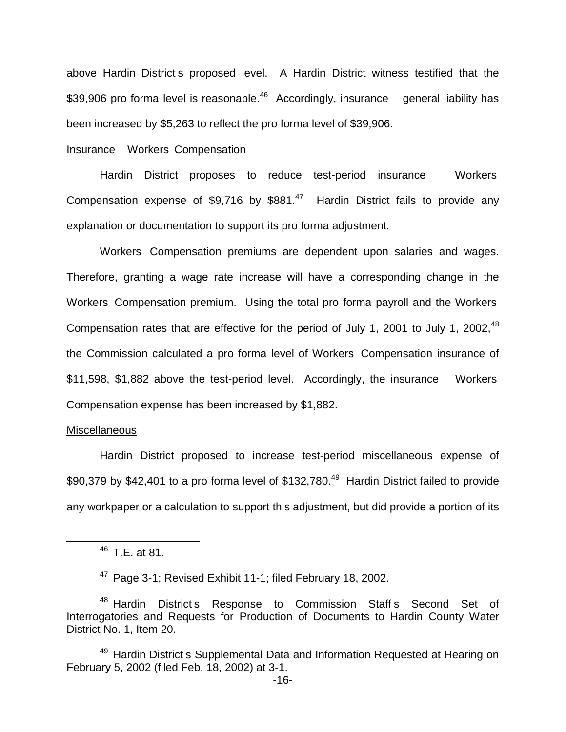above Hardin District s proposed level. A Hardin District witness testified that the $39,906 pro forma level is reasonable.[46] Accordingly, insurance general liability has been increased by $5,263 to reflect the pro forma level of $39,906.

Insurance Workers Compensation

Hardin District proposes to reduce test-period insurance Workers Compensation expense of $9,716 by $881.[47] Hardin District fails to provide any explanation or documentation to support its pro forma adjustment.

Workers Compensation premiums are dependent upon salaries and wages. Therefore, granting a wage rate increase will have a corresponding change in the Workers Compensation premium. Using the total pro forma payroll and the Workers Compensation rates that are effective for the period of July 1, 2001 to July 1, 2002,[48] the Commission calculated a pro forma level of Workers Compensation insurance of $11,598, $1,882 above the test-period level. Accordingly, the insurance Workers Compensation expense has been increased by $1,882.

Miscellaneous

Hardin District proposed to increase test-period miscellaneous expense of $90,379 by $42,401 to a pro forma level of $132,780.[49] Hardin District failed to provide any workpaper or a calculation to support this adjustment, but did provide a portion of its

---

[46] T.E. at 81.

[47] Page 3-1; Revised Exhibit 11-1; filed February 18, 2002.

[48] Hardin District s Response to Commission Staff s Second Set of Interrogatories and Requests for Production of Documents to Hardin County Water District No. 1, Item 20.

[49] Hardin District s Supplemental Data and Information Requested at Hearing on February 5, 2002 (filed Feb. 18, 2002) at 3-1.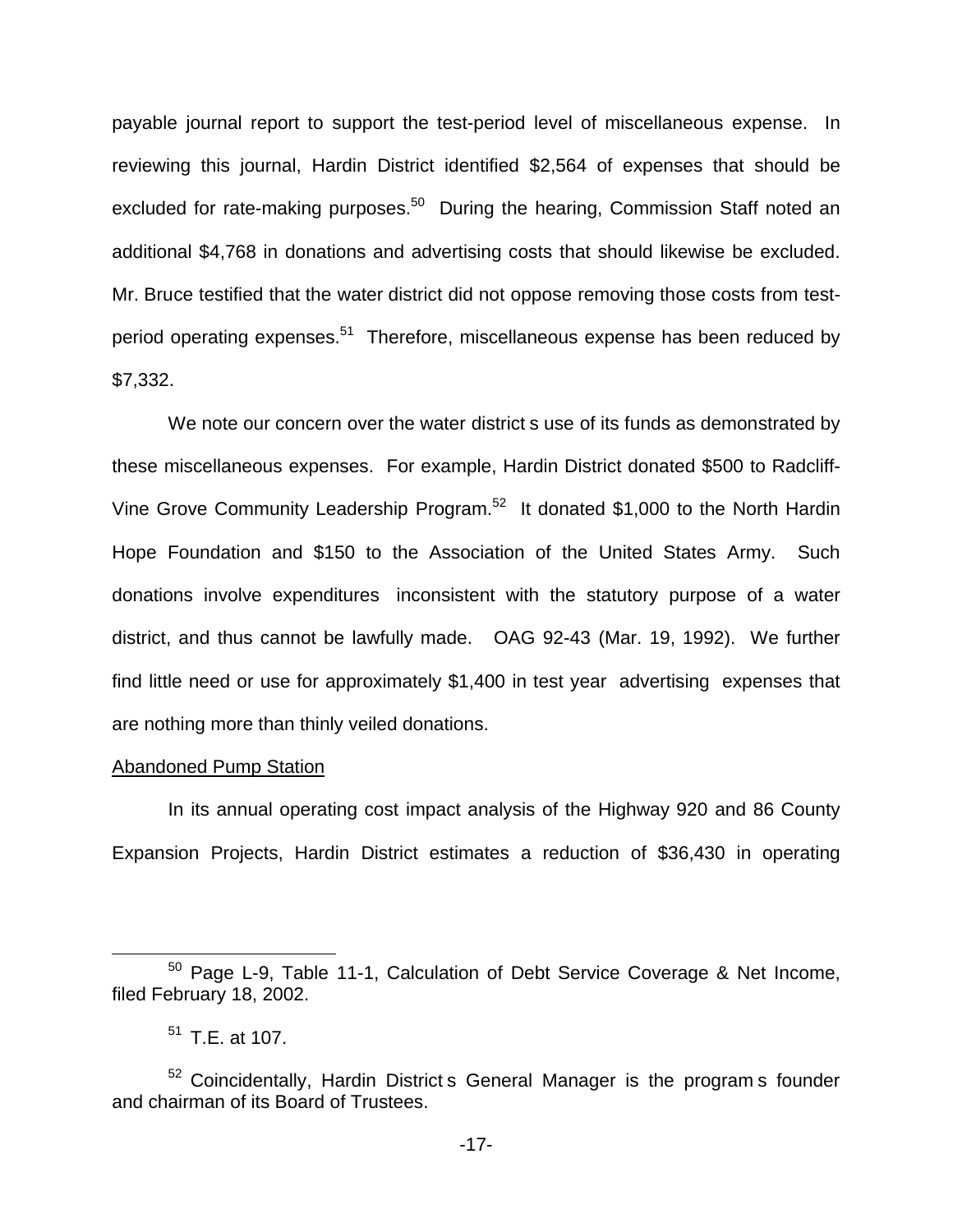payable journal report to support the test-period level of miscellaneous expense. In reviewing this journal, Hardin District identified $2,564 of expenses that should be excluded for rate-making purposes.[50] During the hearing, Commission Staff noted an additional $4,768 in donations and advertising costs that should likewise be excluded. Mr. Bruce testified that the water district did not oppose removing those costs from test-period operating expenses.[51] Therefore, miscellaneous expense has been reduced by $7,332.

We note our concern over the water district s use of its funds as demonstrated by these miscellaneous expenses. For example, Hardin District donated $500 to Radcliff-Vine Grove Community Leadership Program.[52] It donated $1,000 to the North Hardin Hope Foundation and $150 to the Association of the United States Army. Such donations involve expenditures inconsistent with the statutory purpose of a water district, and thus cannot be lawfully made. OAG 92-43 (Mar. 19, 1992). We further find little need or use for approximately $1,400 in test year advertising expenses that are nothing more than thinly veiled donations.

<u>Abandoned Pump Station</u>

In its annual operating cost impact analysis of the Highway 920 and 86 County Expansion Projects, Hardin District estimates a reduction of $36,430 in operating

---

[50] Page L-9, Table 11-1, Calculation of Debt Service Coverage & Net Income, filed February 18, 2002.

[51] T.E. at 107.

[52] Coincidentally, Hardin District s General Manager is the program s founder and chairman of its Board of Trustees.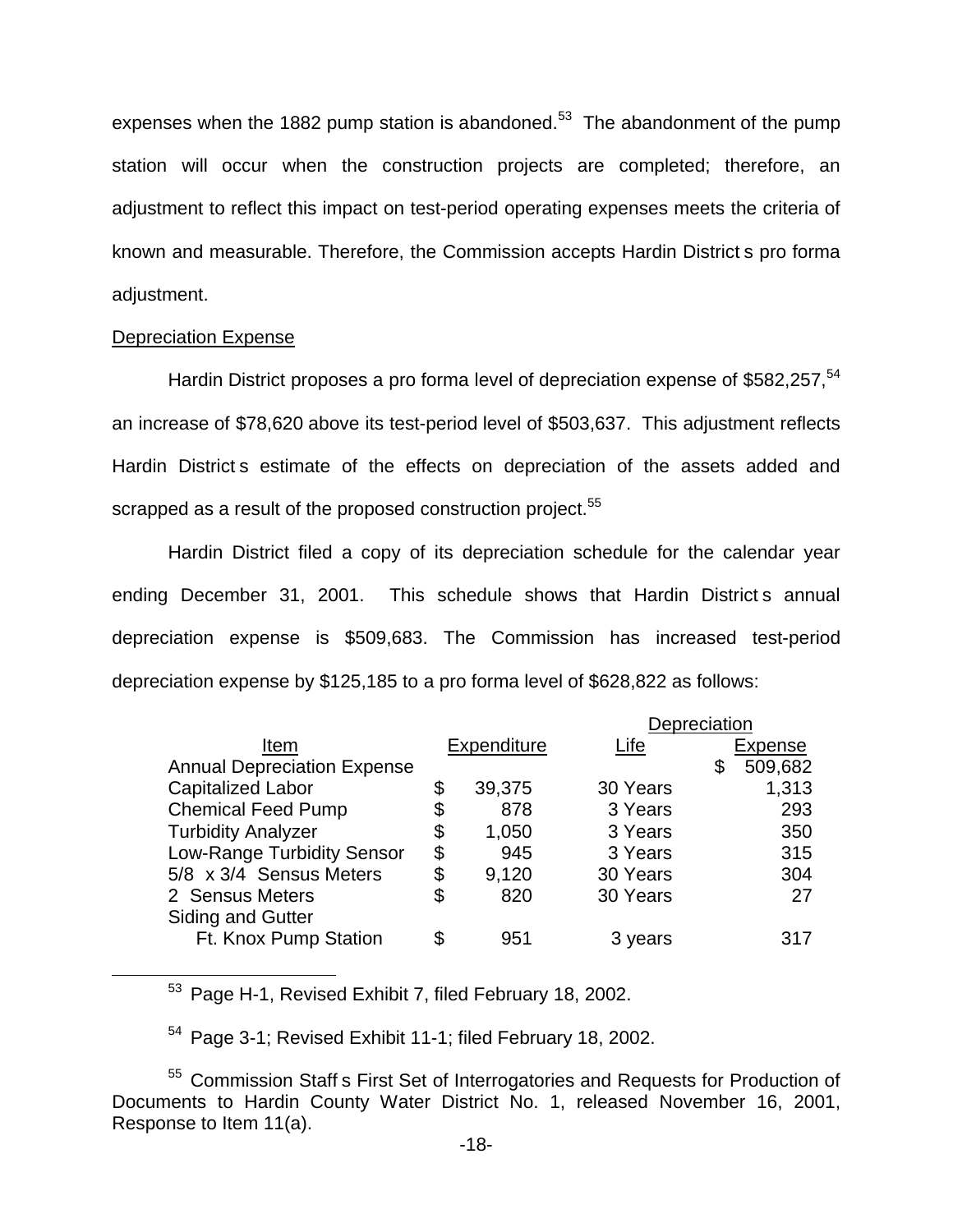expenses when the 1882 pump station is abandoned.[53] The abandonment of the pump station will occur when the construction projects are completed; therefore, an adjustment to reflect this impact on test-period operating expenses meets the criteria of known and measurable. Therefore, the Commission accepts Hardin District s pro forma adjustment.

Depreciation Expense

Hardin District proposes a pro forma level of depreciation expense of $582,257,[54] an increase of $78,620 above its test-period level of $503,637. This adjustment reflects Hardin District s estimate of the effects on depreciation of the assets added and scrapped as a result of the proposed construction project.[55]

Hardin District filed a copy of its depreciation schedule for the calendar year ending December 31, 2001. This schedule shows that Hardin District s annual depreciation expense is $509,683. The Commission has increased test-period depreciation expense by $125,185 to a pro forma level of $628,822 as follows:

| Item | Expenditure | Life | Depreciation Expense |
|---|---|---|---|
| Annual Depreciation Expense | | | $ 509,682 |
| Capitalized Labor | $ 39,375 | 30 Years | 1,313 |
| Chemical Feed Pump | $ 878 | 3 Years | 293 |
| Turbidity Analyzer | $ 1,050 | 3 Years | 350 |
| Low-Range Turbidity Sensor | $ 945 | 3 Years | 315 |
| 5/8 x 3/4 Sensus Meters | $ 9,120 | 30 Years | 304 |
| 2 Sensus Meters | $ 820 | 30 Years | 27 |
| Siding and Gutter Ft. Knox Pump Station | $ 951 | 3 years | 317 |

[53] Page H-1, Revised Exhibit 7, filed February 18, 2002.

[54] Page 3-1; Revised Exhibit 11-1; filed February 18, 2002.

[55] Commission Staff s First Set of Interrogatories and Requests for Production of Documents to Hardin County Water District No. 1, released November 16, 2001, Response to Item 11(a).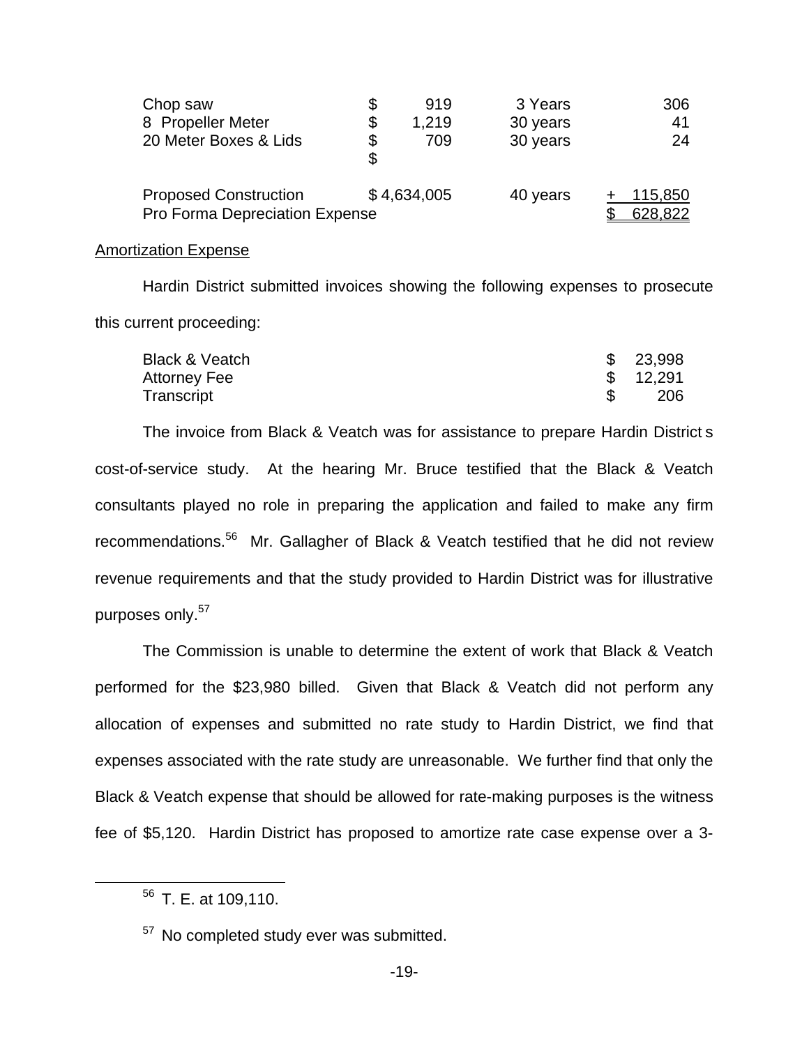| | | | |
|---|---|---|---|
| Chop saw | $ 919 | 3 Years | 306 |
| 8 Propeller Meter | $ 1,219 | 30 years | 41 |
| 20 Meter Boxes & Lids | $ 709 | 30 years | 24 |
| | $ | | |
| Proposed Construction | $ 4,634,005 | 40 years | + 115,850 |
| Pro Forma Depreciation Expense | | | $ 628,822 |

Amortization Expense

Hardin District submitted invoices showing the following expenses to prosecute this current proceeding:

| | |
|---|---|
| Black & Veatch | $ 23,998 |
| Attorney Fee | $ 12,291 |
| Transcript | $ 206 |

The invoice from Black & Veatch was for assistance to prepare Hardin District s cost-of-service study. At the hearing Mr. Bruce testified that the Black & Veatch consultants played no role in preparing the application and failed to make any firm recommendations.[56] Mr. Gallagher of Black & Veatch testified that he did not review revenue requirements and that the study provided to Hardin District was for illustrative purposes only.[57]

The Commission is unable to determine the extent of work that Black & Veatch performed for the $23,980 billed. Given that Black & Veatch did not perform any allocation of expenses and submitted no rate study to Hardin District, we find that expenses associated with the rate study are unreasonable. We further find that only the Black & Veatch expense that should be allowed for rate-making purposes is the witness fee of $5,120. Hardin District has proposed to amortize rate case expense over a 3-

[56] T. E. at 109,110.

[57] No completed study ever was submitted.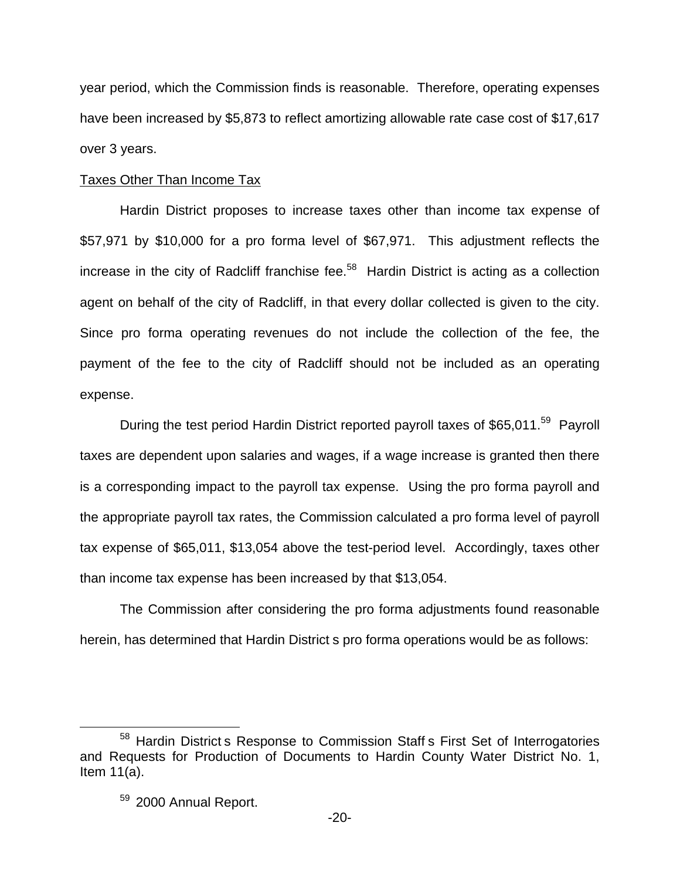year period, which the Commission finds is reasonable. Therefore, operating expenses have been increased by $5,873 to reflect amortizing allowable rate case cost of $17,617 over 3 years.

Taxes Other Than Income Tax

Hardin District proposes to increase taxes other than income tax expense of $57,971 by $10,000 for a pro forma level of $67,971. This adjustment reflects the increase in the city of Radcliff franchise fee.[58] Hardin District is acting as a collection agent on behalf of the city of Radcliff, in that every dollar collected is given to the city. Since pro forma operating revenues do not include the collection of the fee, the payment of the fee to the city of Radcliff should not be included as an operating expense.

During the test period Hardin District reported payroll taxes of $65,011.[59] Payroll taxes are dependent upon salaries and wages, if a wage increase is granted then there is a corresponding impact to the payroll tax expense. Using the pro forma payroll and the appropriate payroll tax rates, the Commission calculated a pro forma level of payroll tax expense of $65,011, $13,054 above the test-period level. Accordingly, taxes other than income tax expense has been increased by that $13,054.

The Commission after considering the pro forma adjustments found reasonable herein, has determined that Hardin District s pro forma operations would be as follows:

---

[58] Hardin District s Response to Commission Staff s First Set of Interrogatories and Requests for Production of Documents to Hardin County Water District No. 1, Item 11(a).

[59] 2000 Annual Report.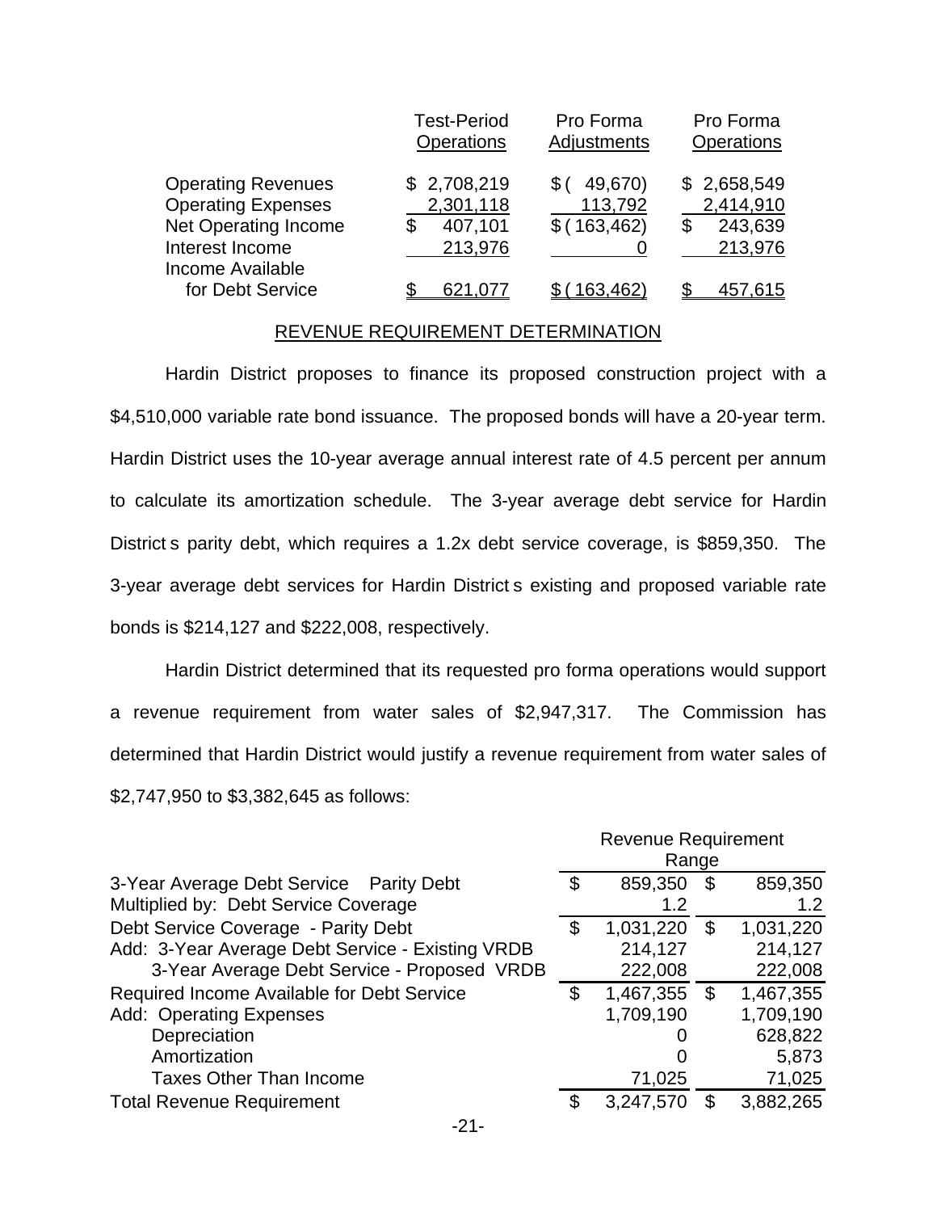| | Test-Period Operations | Pro Forma Adjustments | Pro Forma Operations |
|---|---|---|---|
| Operating Revenues | $ 2,708,219 | $ ( 49,670) | $ 2,658,549 |
| Operating Expenses | 2,301,118 | 113,792 | 2,414,910 |
| Net Operating Income | $ 407,101 | $ ( 163,462) | $ 243,639 |
| Interest Income | 213,976 | 0 | 213,976 |
| Income Available for Debt Service | $ 621,077 | $ ( 163,462) | $ 457,615 |

## REVENUE REQUIREMENT DETERMINATION

Hardin District proposes to finance its proposed construction project with a $4,510,000 variable rate bond issuance. The proposed bonds will have a 20-year term. Hardin District uses the 10-year average annual interest rate of 4.5 percent per annum to calculate its amortization schedule. The 3-year average debt service for Hardin District s parity debt, which requires a 1.2x debt service coverage, is $859,350. The 3-year average debt services for Hardin District s existing and proposed variable rate bonds is $214,127 and $222,008, respectively.

Hardin District determined that its requested pro forma operations would support a revenue requirement from water sales of $2,947,317. The Commission has determined that Hardin District would justify a revenue requirement from water sales of $2,747,950 to $3,382,645 as follows:

| | Revenue Requirement Range | |
|---|---|---|
| 3-Year Average Debt Service Parity Debt | $ 859,350 | $ 859,350 |
| Multiplied by: Debt Service Coverage | 1.2 | 1.2 |
| Debt Service Coverage - Parity Debt | $ 1,031,220 | $ 1,031,220 |
| Add: 3-Year Average Debt Service - Existing VRDB | 214,127 | 214,127 |
| 3-Year Average Debt Service - Proposed VRDB | 222,008 | 222,008 |
| Required Income Available for Debt Service | $ 1,467,355 | $ 1,467,355 |
| Add: Operating Expenses | 1,709,190 | 1,709,190 |
| Depreciation | 0 | 628,822 |
| Amortization | 0 | 5,873 |
| Taxes Other Than Income | 71,025 | 71,025 |
| Total Revenue Requirement | $ 3,247,570 | $ 3,882,265 |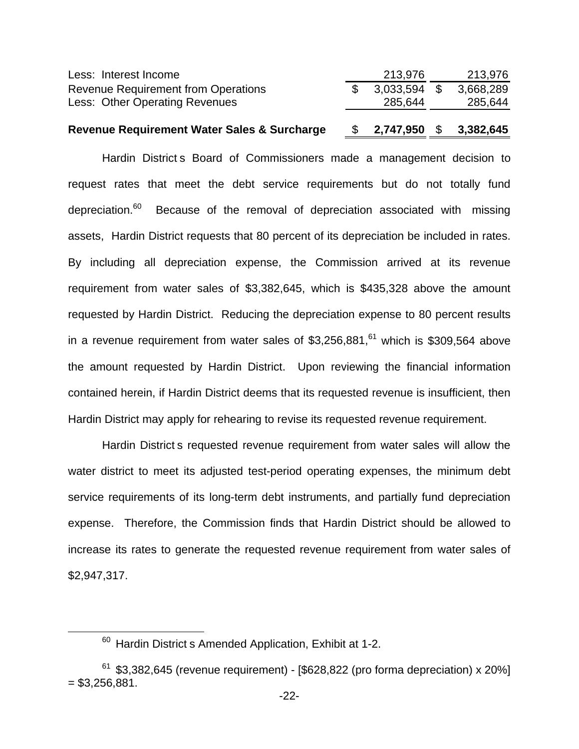| | | |
|---|---|---|
| Less: Interest Income | 213,976 | 213,976 |
| Revenue Requirement from Operations | $ 3,033,594 | $ 3,668,289 |
| Less: Other Operating Revenues | 285,644 | 285,644 |
| **Revenue Requirement Water Sales & Surcharge** | **$ 2,747,950** | **$ 3,382,645** |

Hardin District s Board of Commissioners made a management decision to request rates that meet the debt service requirements but do not totally fund depreciation.[60] Because of the removal of depreciation associated with missing assets, Hardin District requests that 80 percent of its depreciation be included in rates. By including all depreciation expense, the Commission arrived at its revenue requirement from water sales of $3,382,645, which is $435,328 above the amount requested by Hardin District. Reducing the depreciation expense to 80 percent results in a revenue requirement from water sales of $3,256,881,[61] which is $309,564 above the amount requested by Hardin District. Upon reviewing the financial information contained herein, if Hardin District deems that its requested revenue is insufficient, then Hardin District may apply for rehearing to revise its requested revenue requirement.

Hardin District s requested revenue requirement from water sales will allow the water district to meet its adjusted test-period operating expenses, the minimum debt service requirements of its long-term debt instruments, and partially fund depreciation expense. Therefore, the Commission finds that Hardin District should be allowed to increase its rates to generate the requested revenue requirement from water sales of $2,947,317.

---

[60] Hardin District s Amended Application, Exhibit at 1-2.

[61] $3,382,645 (revenue requirement) - [$628,822 (pro forma depreciation) x 20%] = $3,256,881.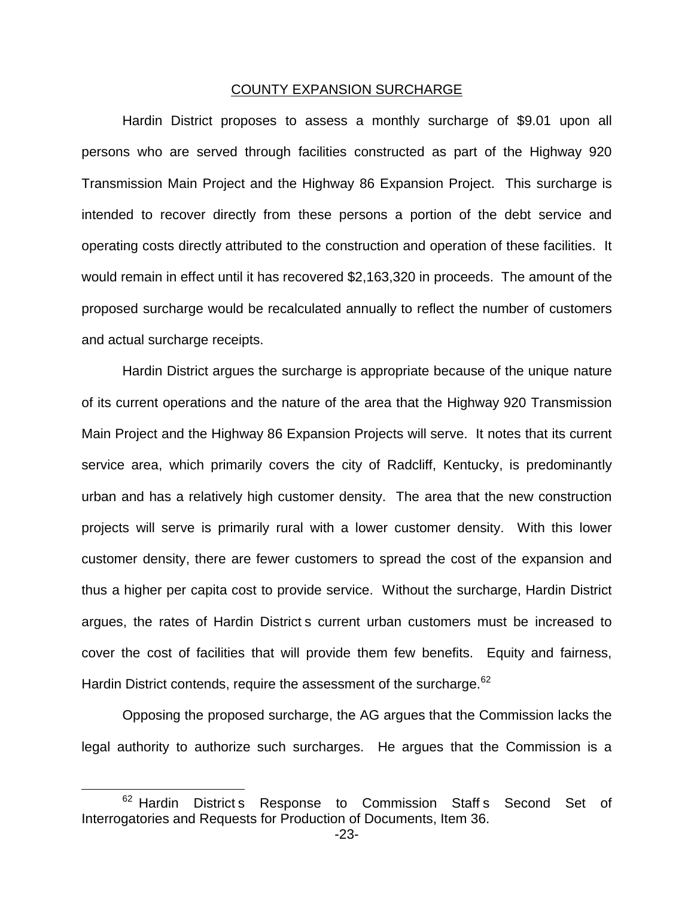## COUNTY EXPANSION SURCHARGE

Hardin District proposes to assess a monthly surcharge of $9.01 upon all persons who are served through facilities constructed as part of the Highway 920 Transmission Main Project and the Highway 86 Expansion Project. This surcharge is intended to recover directly from these persons a portion of the debt service and operating costs directly attributed to the construction and operation of these facilities. It would remain in effect until it has recovered $2,163,320 in proceeds. The amount of the proposed surcharge would be recalculated annually to reflect the number of customers and actual surcharge receipts.

Hardin District argues the surcharge is appropriate because of the unique nature of its current operations and the nature of the area that the Highway 920 Transmission Main Project and the Highway 86 Expansion Projects will serve. It notes that its current service area, which primarily covers the city of Radcliff, Kentucky, is predominantly urban and has a relatively high customer density. The area that the new construction projects will serve is primarily rural with a lower customer density. With this lower customer density, there are fewer customers to spread the cost of the expansion and thus a higher per capita cost to provide service. Without the surcharge, Hardin District argues, the rates of Hardin District s current urban customers must be increased to cover the cost of facilities that will provide them few benefits. Equity and fairness, Hardin District contends, require the assessment of the surcharge.[62]

Opposing the proposed surcharge, the AG argues that the Commission lacks the legal authority to authorize such surcharges. He argues that the Commission is a

[62] Hardin District s Response to Commission Staff s Second Set of Interrogatories and Requests for Production of Documents, Item 36.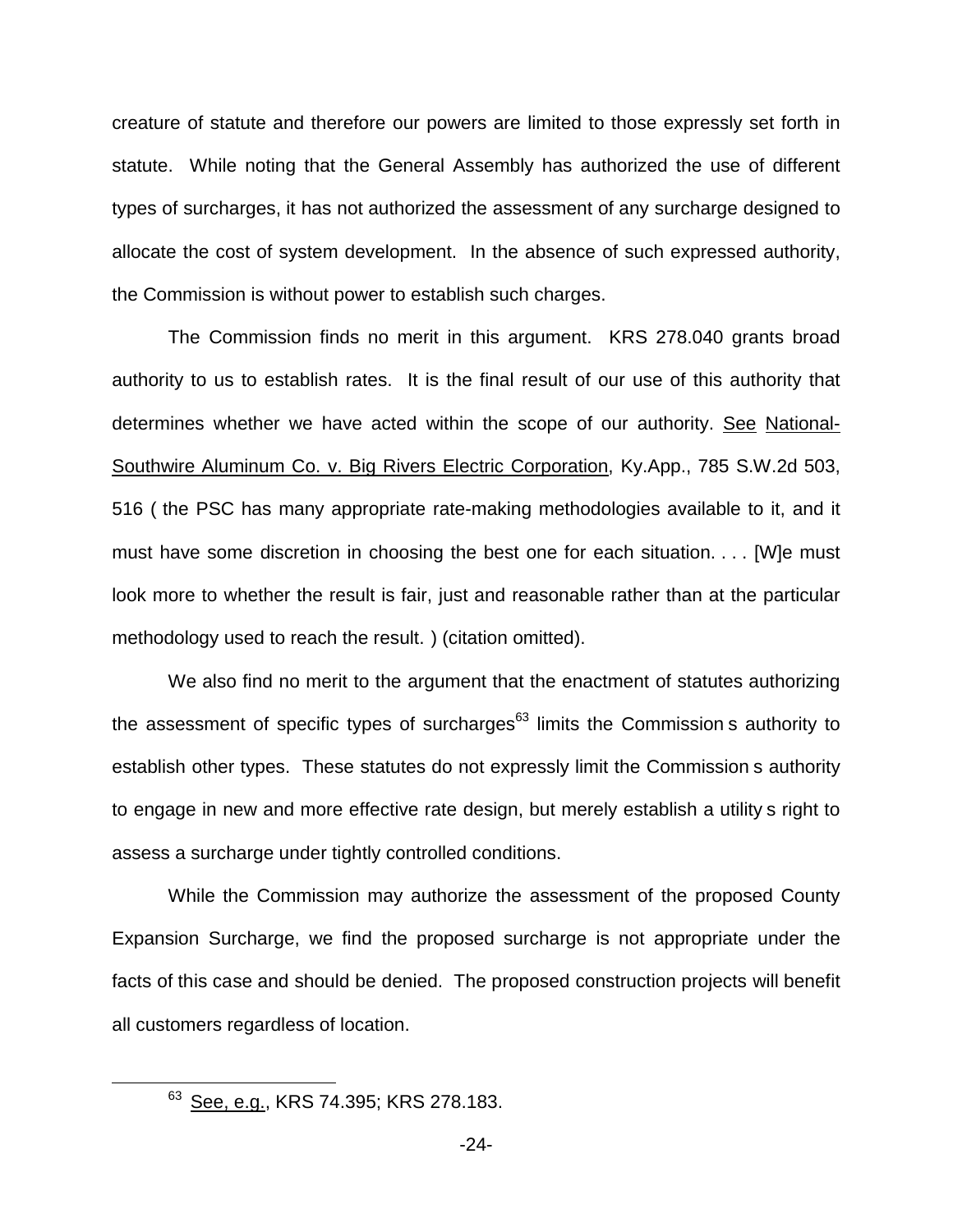creature of statute and therefore our powers are limited to those expressly set forth in statute. While noting that the General Assembly has authorized the use of different types of surcharges, it has not authorized the assessment of any surcharge designed to allocate the cost of system development. In the absence of such expressed authority, the Commission is without power to establish such charges.

The Commission finds no merit in this argument. KRS 278.040 grants broad authority to us to establish rates. It is the final result of our use of this authority that determines whether we have acted within the scope of our authority. See National-Southwire Aluminum Co. v. Big Rivers Electric Corporation, Ky.App., 785 S.W.2d 503, 516 ( the PSC has many appropriate rate-making methodologies available to it, and it must have some discretion in choosing the best one for each situation. . . . [W]e must look more to whether the result is fair, just and reasonable rather than at the particular methodology used to reach the result. ) (citation omitted).

We also find no merit to the argument that the enactment of statutes authorizing the assessment of specific types of surcharges[63] limits the Commission s authority to establish other types. These statutes do not expressly limit the Commission s authority to engage in new and more effective rate design, but merely establish a utility s right to assess a surcharge under tightly controlled conditions.

While the Commission may authorize the assessment of the proposed County Expansion Surcharge, we find the proposed surcharge is not appropriate under the facts of this case and should be denied. The proposed construction projects will benefit all customers regardless of location.

---

[63] See, e.g., KRS 74.395; KRS 278.183.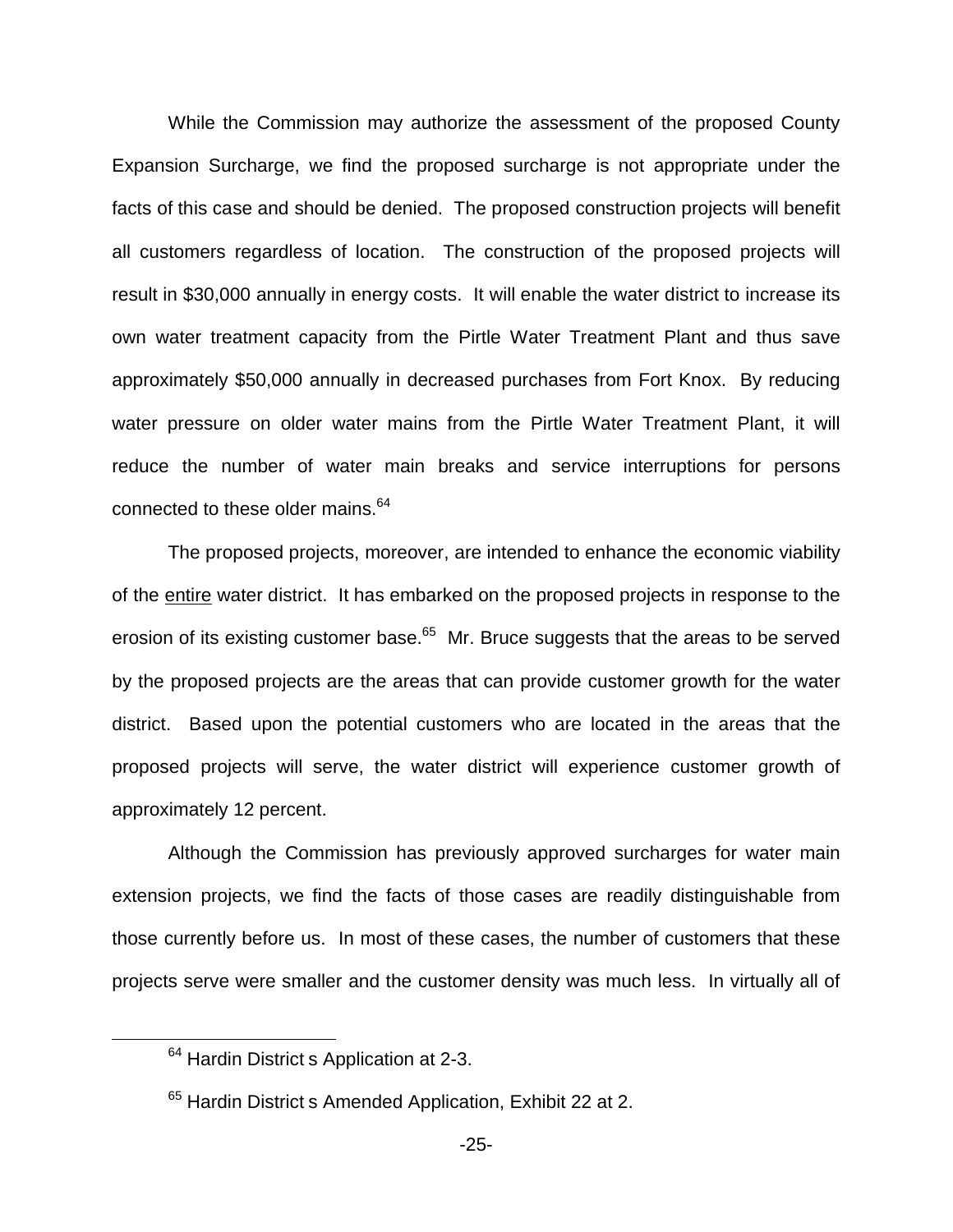While the Commission may authorize the assessment of the proposed County Expansion Surcharge, we find the proposed surcharge is not appropriate under the facts of this case and should be denied. The proposed construction projects will benefit all customers regardless of location. The construction of the proposed projects will result in $30,000 annually in energy costs. It will enable the water district to increase its own water treatment capacity from the Pirtle Water Treatment Plant and thus save approximately $50,000 annually in decreased purchases from Fort Knox. By reducing water pressure on older water mains from the Pirtle Water Treatment Plant, it will reduce the number of water main breaks and service interruptions for persons connected to these older mains.[64]

The proposed projects, moreover, are intended to enhance the economic viability of the <u>entire</u> water district. It has embarked on the proposed projects in response to the erosion of its existing customer base.[65] Mr. Bruce suggests that the areas to be served by the proposed projects are the areas that can provide customer growth for the water district. Based upon the potential customers who are located in the areas that the proposed projects will serve, the water district will experience customer growth of approximately 12 percent.

Although the Commission has previously approved surcharges for water main extension projects, we find the facts of those cases are readily distinguishable from those currently before us. In most of these cases, the number of customers that these projects serve were smaller and the customer density was much less. In virtually all of

---

[64] Hardin District s Application at 2-3.

[65] Hardin District s Amended Application, Exhibit 22 at 2.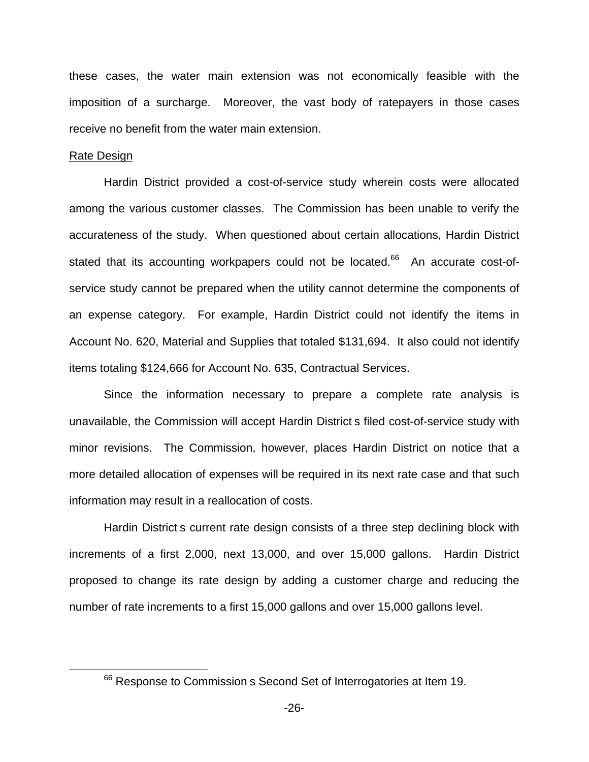these cases, the water main extension was not economically feasible with the imposition of a surcharge. Moreover, the vast body of ratepayers in those cases receive no benefit from the water main extension.

Rate Design

Hardin District provided a cost-of-service study wherein costs were allocated among the various customer classes. The Commission has been unable to verify the accurateness of the study. When questioned about certain allocations, Hardin District stated that its accounting workpapers could not be located.[66] An accurate cost-of-service study cannot be prepared when the utility cannot determine the components of an expense category. For example, Hardin District could not identify the items in Account No. 620, Material and Supplies that totaled $131,694. It also could not identify items totaling $124,666 for Account No. 635, Contractual Services.

Since the information necessary to prepare a complete rate analysis is unavailable, the Commission will accept Hardin District s filed cost-of-service study with minor revisions. The Commission, however, places Hardin District on notice that a more detailed allocation of expenses will be required in its next rate case and that such information may result in a reallocation of costs.

Hardin District s current rate design consists of a three step declining block with increments of a first 2,000, next 13,000, and over 15,000 gallons. Hardin District proposed to change its rate design by adding a customer charge and reducing the number of rate increments to a first 15,000 gallons and over 15,000 gallons level.

[66] Response to Commission s Second Set of Interrogatories at Item 19.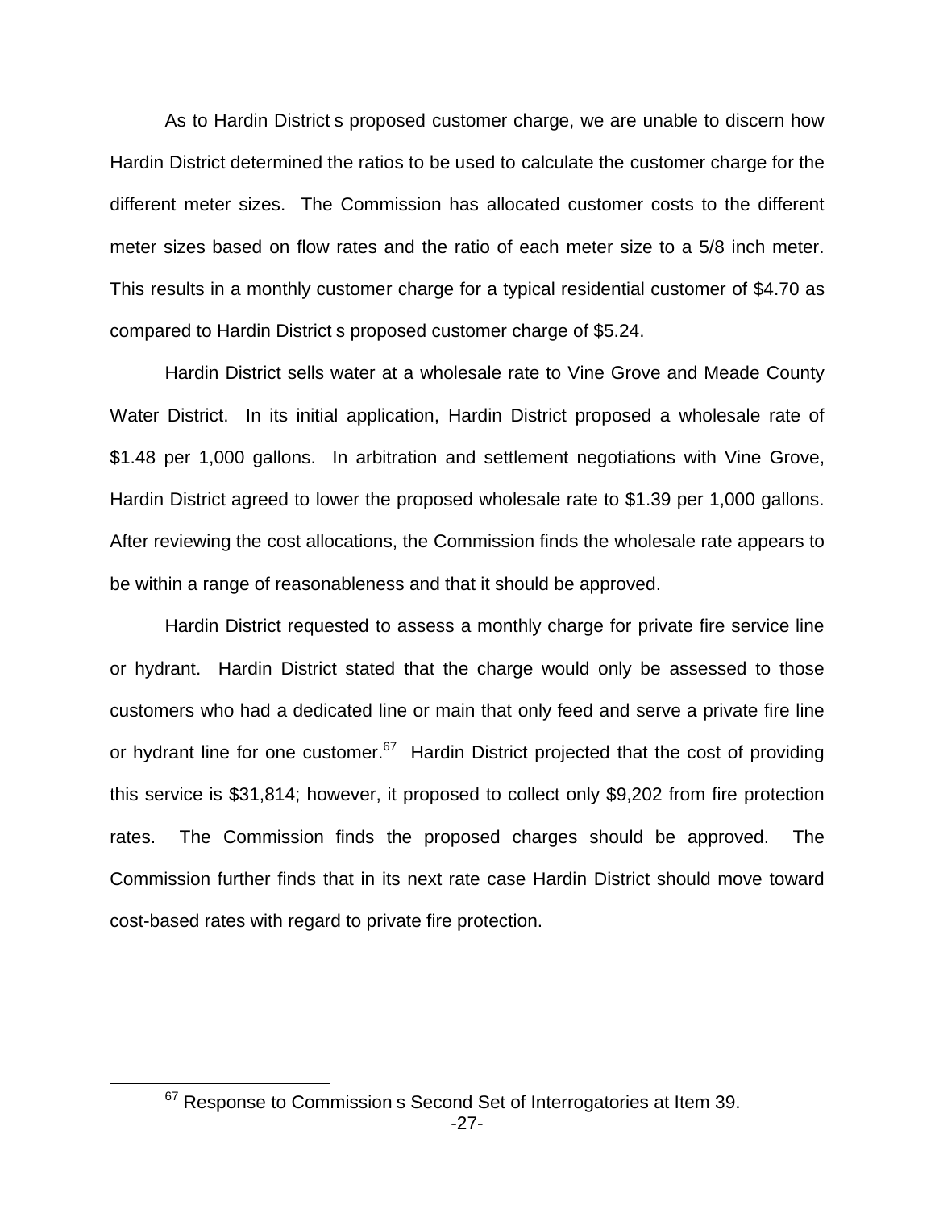As to Hardin District s proposed customer charge, we are unable to discern how Hardin District determined the ratios to be used to calculate the customer charge for the different meter sizes. The Commission has allocated customer costs to the different meter sizes based on flow rates and the ratio of each meter size to a 5/8 inch meter. This results in a monthly customer charge for a typical residential customer of $4.70 as compared to Hardin District s proposed customer charge of $5.24.

Hardin District sells water at a wholesale rate to Vine Grove and Meade County Water District. In its initial application, Hardin District proposed a wholesale rate of $1.48 per 1,000 gallons. In arbitration and settlement negotiations with Vine Grove, Hardin District agreed to lower the proposed wholesale rate to $1.39 per 1,000 gallons. After reviewing the cost allocations, the Commission finds the wholesale rate appears to be within a range of reasonableness and that it should be approved.

Hardin District requested to assess a monthly charge for private fire service line or hydrant. Hardin District stated that the charge would only be assessed to those customers who had a dedicated line or main that only feed and serve a private fire line or hydrant line for one customer.[67] Hardin District projected that the cost of providing this service is $31,814; however, it proposed to collect only $9,202 from fire protection rates. The Commission finds the proposed charges should be approved. The Commission further finds that in its next rate case Hardin District should move toward cost-based rates with regard to private fire protection.

---

[67] Response to Commission s Second Set of Interrogatories at Item 39.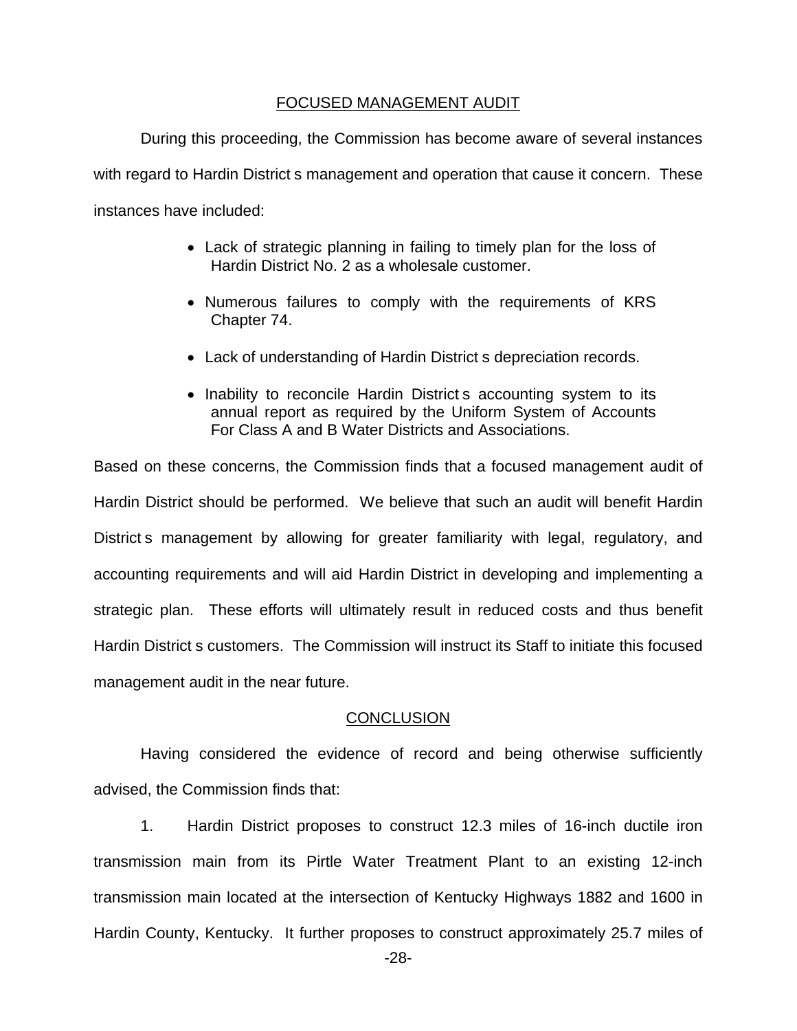## FOCUSED MANAGEMENT AUDIT

During this proceeding, the Commission has become aware of several instances with regard to Hardin District s management and operation that cause it concern. These instances have included:

- Lack of strategic planning in failing to timely plan for the loss of Hardin District No. 2 as a wholesale customer.
- Numerous failures to comply with the requirements of KRS Chapter 74.
- Lack of understanding of Hardin District s depreciation records.
- Inability to reconcile Hardin District s accounting system to its annual report as required by the Uniform System of Accounts For Class A and B Water Districts and Associations.

Based on these concerns, the Commission finds that a focused management audit of Hardin District should be performed. We believe that such an audit will benefit Hardin District s management by allowing for greater familiarity with legal, regulatory, and accounting requirements and will aid Hardin District in developing and implementing a strategic plan. These efforts will ultimately result in reduced costs and thus benefit Hardin District s customers. The Commission will instruct its Staff to initiate this focused management audit in the near future.

## CONCLUSION

Having considered the evidence of record and being otherwise sufficiently advised, the Commission finds that:

1. Hardin District proposes to construct 12.3 miles of 16-inch ductile iron transmission main from its Pirtle Water Treatment Plant to an existing 12-inch transmission main located at the intersection of Kentucky Highways 1882 and 1600 in Hardin County, Kentucky. It further proposes to construct approximately 25.7 miles of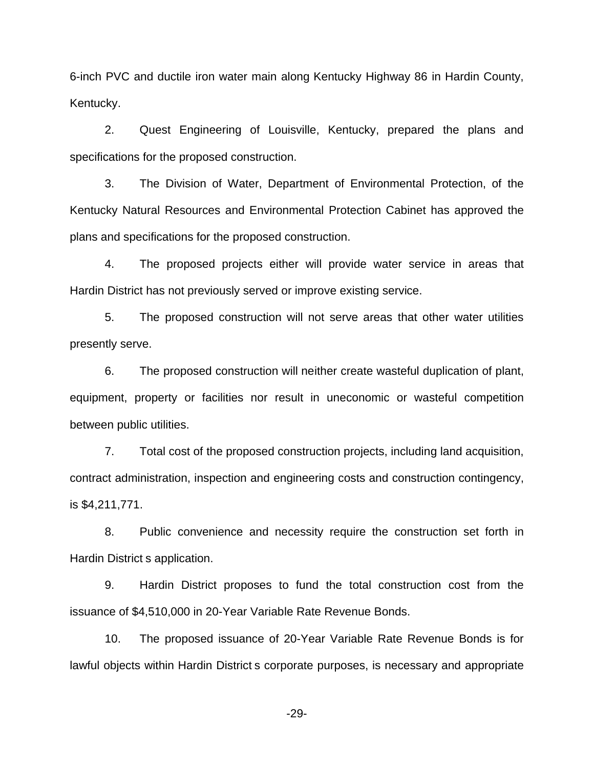6-inch PVC and ductile iron water main along Kentucky Highway 86 in Hardin County, Kentucky.

2. Quest Engineering of Louisville, Kentucky, prepared the plans and specifications for the proposed construction.

3. The Division of Water, Department of Environmental Protection, of the Kentucky Natural Resources and Environmental Protection Cabinet has approved the plans and specifications for the proposed construction.

4. The proposed projects either will provide water service in areas that Hardin District has not previously served or improve existing service.

5. The proposed construction will not serve areas that other water utilities presently serve.

6. The proposed construction will neither create wasteful duplication of plant, equipment, property or facilities nor result in uneconomic or wasteful competition between public utilities.

7. Total cost of the proposed construction projects, including land acquisition, contract administration, inspection and engineering costs and construction contingency, is $4,211,771.

8. Public convenience and necessity require the construction set forth in Hardin District s application.

9. Hardin District proposes to fund the total construction cost from the issuance of $4,510,000 in 20-Year Variable Rate Revenue Bonds.

10. The proposed issuance of 20-Year Variable Rate Revenue Bonds is for lawful objects within Hardin District s corporate purposes, is necessary and appropriate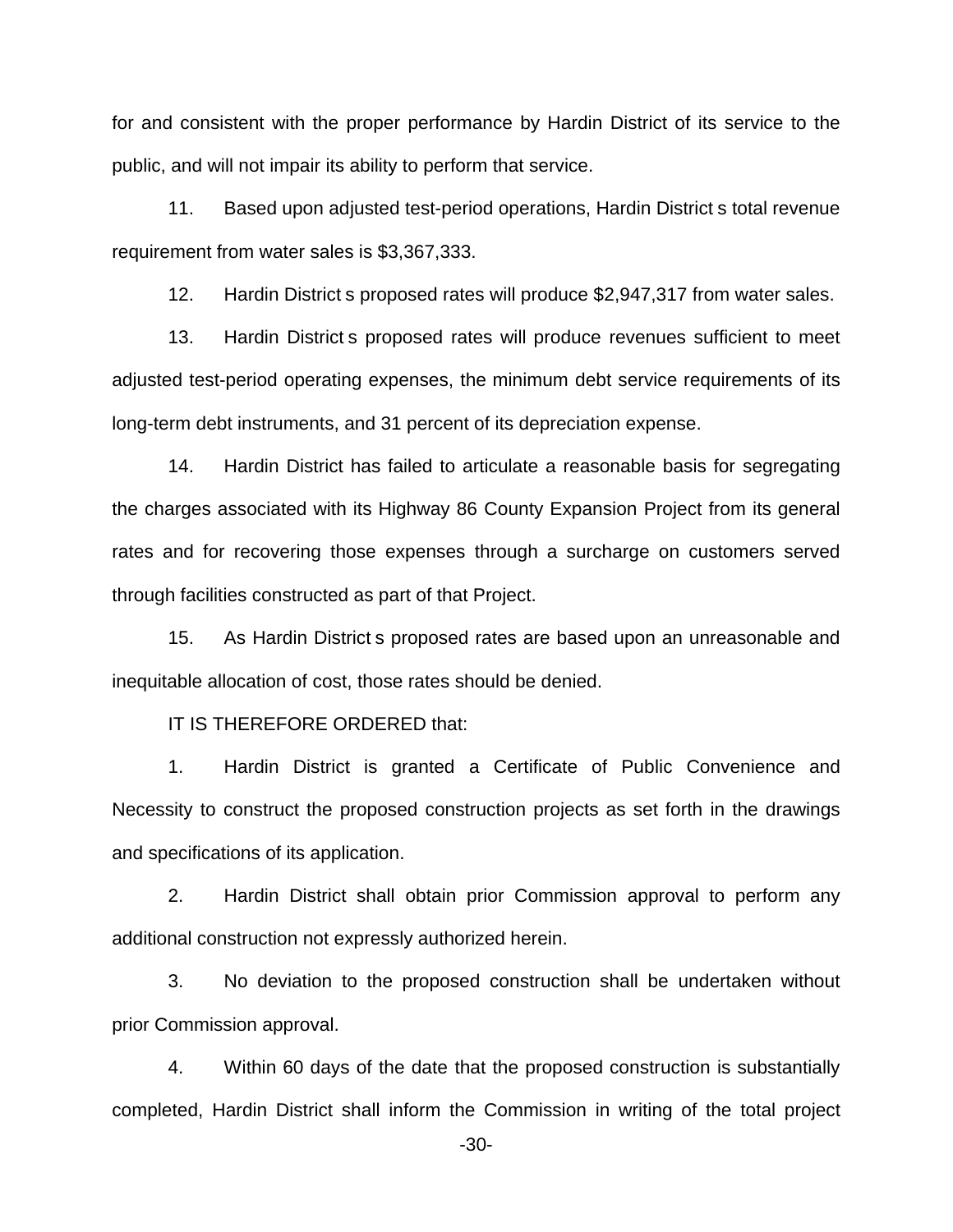for and consistent with the proper performance by Hardin District of its service to the public, and will not impair its ability to perform that service.

11. Based upon adjusted test-period operations, Hardin District s total revenue requirement from water sales is $3,367,333.

12. Hardin District s proposed rates will produce $2,947,317 from water sales.

13. Hardin District s proposed rates will produce revenues sufficient to meet adjusted test-period operating expenses, the minimum debt service requirements of its long-term debt instruments, and 31 percent of its depreciation expense.

14. Hardin District has failed to articulate a reasonable basis for segregating the charges associated with its Highway 86 County Expansion Project from its general rates and for recovering those expenses through a surcharge on customers served through facilities constructed as part of that Project.

15. As Hardin District s proposed rates are based upon an unreasonable and inequitable allocation of cost, those rates should be denied.

IT IS THEREFORE ORDERED that:

1. Hardin District is granted a Certificate of Public Convenience and Necessity to construct the proposed construction projects as set forth in the drawings and specifications of its application.

2. Hardin District shall obtain prior Commission approval to perform any additional construction not expressly authorized herein.

3. No deviation to the proposed construction shall be undertaken without prior Commission approval.

4. Within 60 days of the date that the proposed construction is substantially completed, Hardin District shall inform the Commission in writing of the total project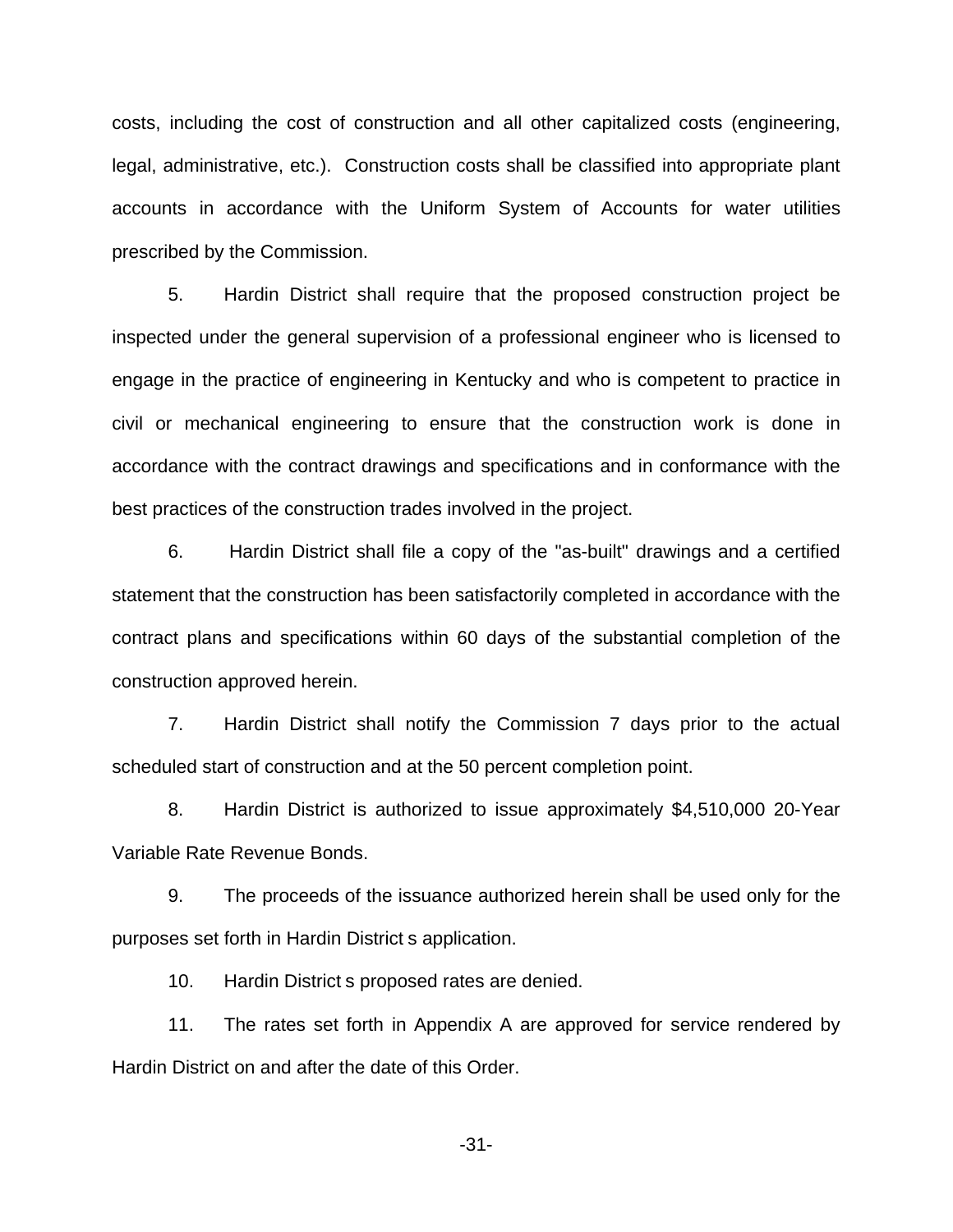costs, including the cost of construction and all other capitalized costs (engineering, legal, administrative, etc.). Construction costs shall be classified into appropriate plant accounts in accordance with the Uniform System of Accounts for water utilities prescribed by the Commission.

5. Hardin District shall require that the proposed construction project be inspected under the general supervision of a professional engineer who is licensed to engage in the practice of engineering in Kentucky and who is competent to practice in civil or mechanical engineering to ensure that the construction work is done in accordance with the contract drawings and specifications and in conformance with the best practices of the construction trades involved in the project.

6. Hardin District shall file a copy of the "as-built" drawings and a certified statement that the construction has been satisfactorily completed in accordance with the contract plans and specifications within 60 days of the substantial completion of the construction approved herein.

7. Hardin District shall notify the Commission 7 days prior to the actual scheduled start of construction and at the 50 percent completion point.

8. Hardin District is authorized to issue approximately $4,510,000 20-Year Variable Rate Revenue Bonds.

9. The proceeds of the issuance authorized herein shall be used only for the purposes set forth in Hardin District s application.

10. Hardin District s proposed rates are denied.

11. The rates set forth in Appendix A are approved for service rendered by Hardin District on and after the date of this Order.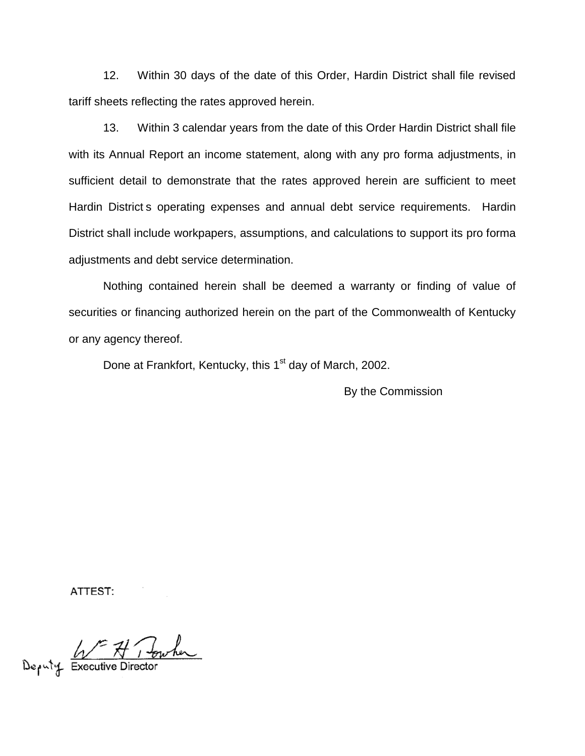12. Within 30 days of the date of this Order, Hardin District shall file revised tariff sheets reflecting the rates approved herein.

13. Within 3 calendar years from the date of this Order Hardin District shall file with its Annual Report an income statement, along with any pro forma adjustments, in sufficient detail to demonstrate that the rates approved herein are sufficient to meet Hardin District s operating expenses and annual debt service requirements. Hardin District shall include workpapers, assumptions, and calculations to support its pro forma adjustments and debt service determination.

Nothing contained herein shall be deemed a warranty or finding of value of securities or financing authorized herein on the part of the Commonwealth of Kentucky or any agency thereof.

Done at Frankfort, Kentucky, this 1st day of March, 2002.

By the Commission

ATTEST:

Deputy Executive Director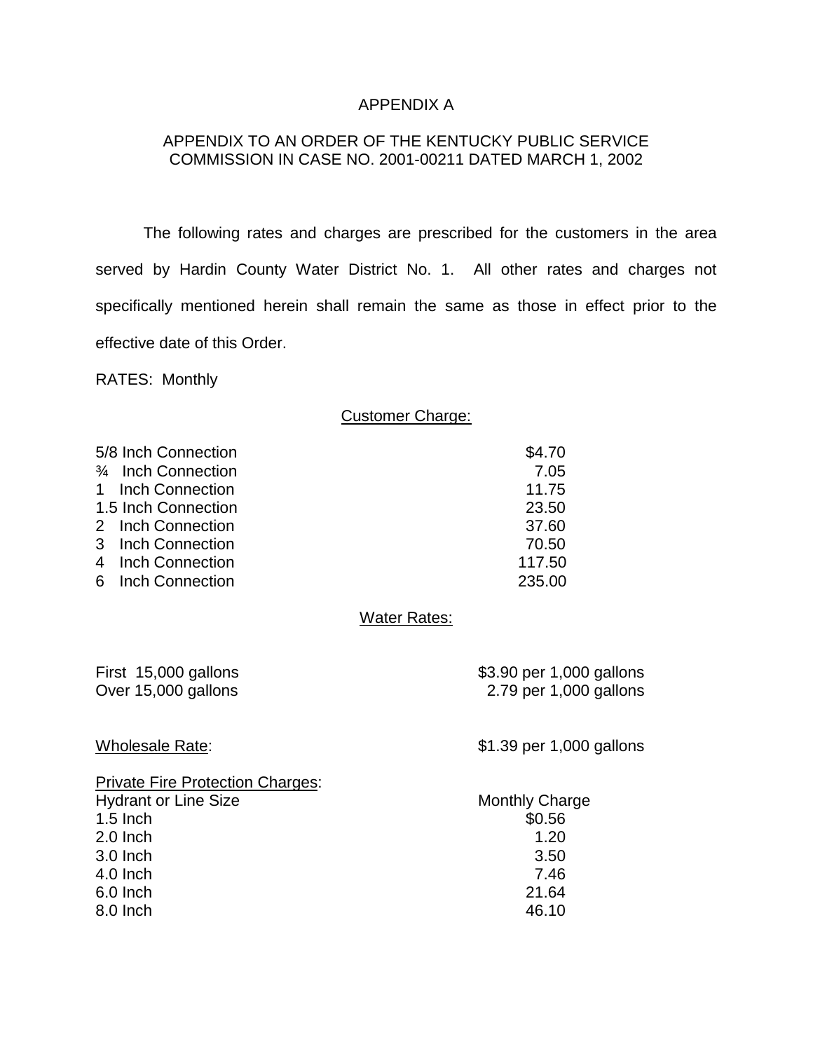# APPENDIX A

## APPENDIX TO AN ORDER OF THE KENTUCKY PUBLIC SERVICE COMMISSION IN CASE NO. 2001-00211 DATED MARCH 1, 2002

The following rates and charges are prescribed for the customers in the area served by Hardin County Water District No. 1. All other rates and charges not specifically mentioned herein shall remain the same as those in effect prior to the effective date of this Order.

RATES: Monthly

Customer Charge:

| | |
|---|---|
| 5/8 Inch Connection | $4.70 |
| ¾ Inch Connection | 7.05 |
| 1 Inch Connection | 11.75 |
| 1.5 Inch Connection | 23.50 |
| 2 Inch Connection | 37.60 |
| 3 Inch Connection | 70.50 |
| 4 Inch Connection | 117.50 |
| 6 Inch Connection | 235.00 |

Water Rates:

| | |
|---|---|
| First 15,000 gallons | $3.90 per 1,000 gallons |
| Over 15,000 gallons | 2.79 per 1,000 gallons |

Wholesale Rate: $1.39 per 1,000 gallons

Private Fire Protection Charges:

| Hydrant or Line Size | Monthly Charge |
|---|---|
| 1.5 Inch | $0.56 |
| 2.0 Inch | 1.20 |
| 3.0 Inch | 3.50 |
| 4.0 Inch | 7.46 |
| 6.0 Inch | 21.64 |
| 8.0 Inch | 46.10 |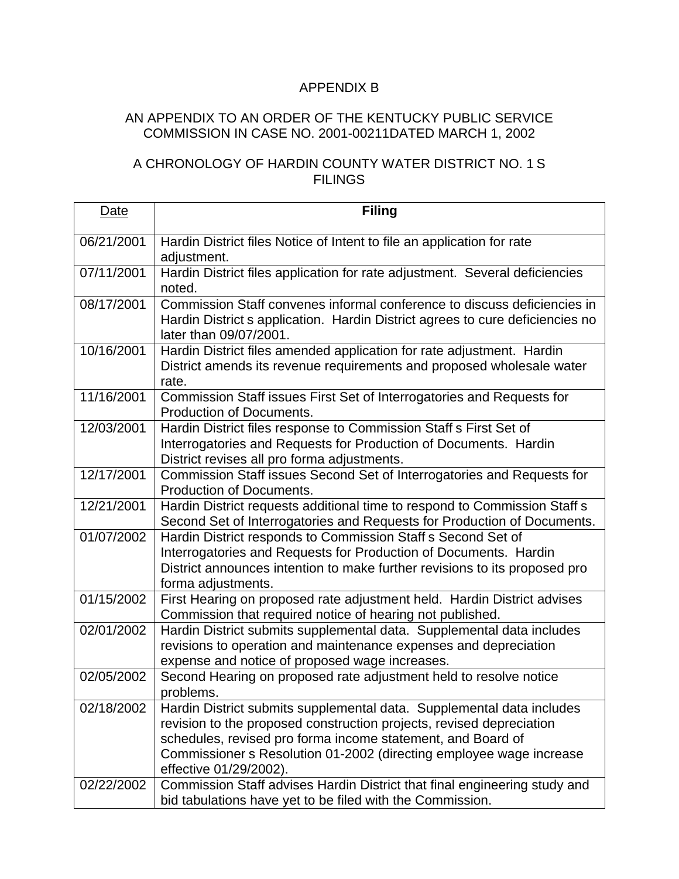APPENDIX B

AN APPENDIX TO AN ORDER OF THE KENTUCKY PUBLIC SERVICE COMMISSION IN CASE NO. 2001-00211DATED MARCH 1, 2002

A CHRONOLOGY OF HARDIN COUNTY WATER DISTRICT NO. 1 S FILINGS

| Date | **Filing** |
|---|---|
| 06/21/2001 | Hardin District files Notice of Intent to file an application for rate adjustment. |
| 07/11/2001 | Hardin District files application for rate adjustment. Several deficiencies noted. |
| 08/17/2001 | Commission Staff convenes informal conference to discuss deficiencies in Hardin District s application. Hardin District agrees to cure deficiencies no later than 09/07/2001. |
| 10/16/2001 | Hardin District files amended application for rate adjustment. Hardin District amends its revenue requirements and proposed wholesale water rate. |
| 11/16/2001 | Commission Staff issues First Set of Interrogatories and Requests for Production of Documents. |
| 12/03/2001 | Hardin District files response to Commission Staff s First Set of Interrogatories and Requests for Production of Documents. Hardin District revises all pro forma adjustments. |
| 12/17/2001 | Commission Staff issues Second Set of Interrogatories and Requests for Production of Documents. |
| 12/21/2001 | Hardin District requests additional time to respond to Commission Staff s Second Set of Interrogatories and Requests for Production of Documents. |
| 01/07/2002 | Hardin District responds to Commission Staff s Second Set of Interrogatories and Requests for Production of Documents. Hardin District announces intention to make further revisions to its proposed pro forma adjustments. |
| 01/15/2002 | First Hearing on proposed rate adjustment held. Hardin District advises Commission that required notice of hearing not published. |
| 02/01/2002 | Hardin District submits supplemental data. Supplemental data includes revisions to operation and maintenance expenses and depreciation expense and notice of proposed wage increases. |
| 02/05/2002 | Second Hearing on proposed rate adjustment held to resolve notice problems. |
| 02/18/2002 | Hardin District submits supplemental data. Supplemental data includes revision to the proposed construction projects, revised depreciation schedules, revised pro forma income statement, and Board of Commissioner s Resolution 01-2002 (directing employee wage increase effective 01/29/2002). |
| 02/22/2002 | Commission Staff advises Hardin District that final engineering study and bid tabulations have yet to be filed with the Commission. |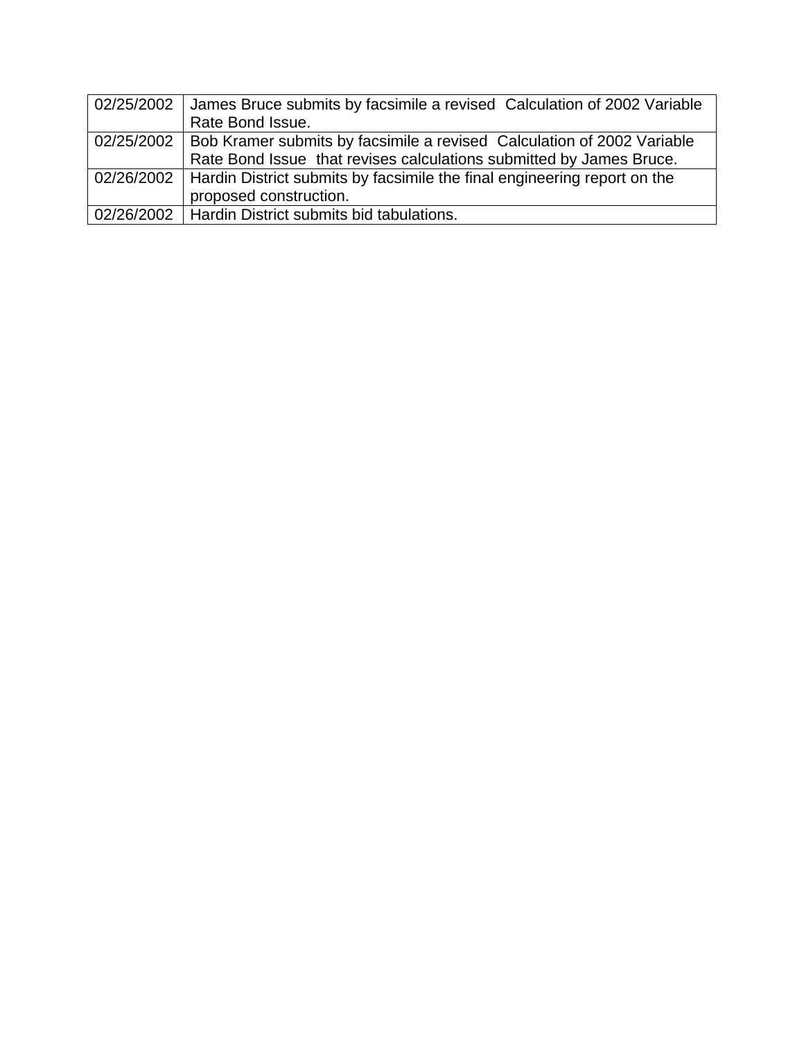| | |
|---|---|
| 02/25/2002 | James Bruce submits by facsimile a revised Calculation of 2002 Variable Rate Bond Issue. |
| 02/25/2002 | Bob Kramer submits by facsimile a revised Calculation of 2002 Variable Rate Bond Issue that revises calculations submitted by James Bruce. |
| 02/26/2002 | Hardin District submits by facsimile the final engineering report on the proposed construction. |
| 02/26/2002 | Hardin District submits bid tabulations. |